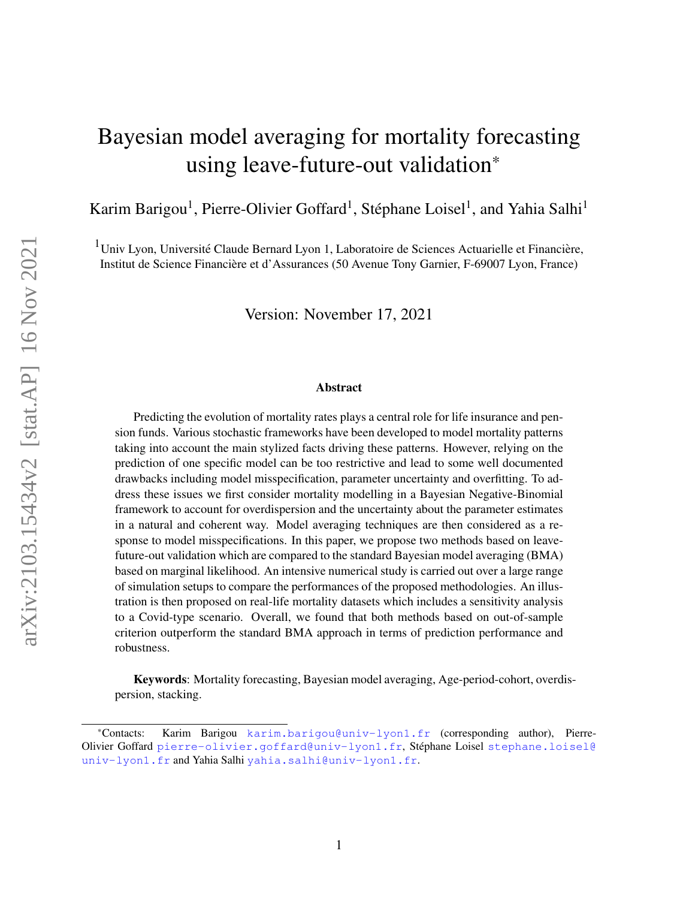# Bayesian model averaging for mortality forecasting using leave-future-out validation*

Karim Barigou[1], Pierre-Olivier Goffard[1], Stéphane Loisel[1], and Yahia Salhi[1]

[1]Univ Lyon, Université Claude Bernard Lyon 1, Laboratoire de Sciences Actuarielle et Financière, Institut de Science Financière et d'Assurances (50 Avenue Tony Garnier, F-69007 Lyon, France)

Version: November 17, 2021

### Abstract

Predicting the evolution of mortality rates plays a central role for life insurance and pension funds. Various stochastic frameworks have been developed to model mortality patterns taking into account the main stylized facts driving these patterns. However, relying on the prediction of one specific model can be too restrictive and lead to some well documented drawbacks including model misspecification, parameter uncertainty and overfitting. To address these issues we first consider mortality modelling in a Bayesian Negative-Binomial framework to account for overdispersion and the uncertainty about the parameter estimates in a natural and coherent way. Model averaging techniques are then considered as a response to model misspecifications. In this paper, we propose two methods based on leave-future-out validation which are compared to the standard Bayesian model averaging (BMA) based on marginal likelihood. An intensive numerical study is carried out over a large range of simulation setups to compare the performances of the proposed methodologies. An illustration is then proposed on real-life mortality datasets which includes a sensitivity analysis to a Covid-type scenario. Overall, we found that both methods based on out-of-sample criterion outperform the standard BMA approach in terms of prediction performance and robustness.

**Keywords**: Mortality forecasting, Bayesian model averaging, Age-period-cohort, overdispersion, stacking.

*Contacts: Karim Barigou karim.barigou@univ-lyon1.fr (corresponding author), Pierre-Olivier Goffard pierre-olivier.goffard@univ-lyon1.fr, Stéphane Loisel stephane.loisel@univ-lyon1.fr and Yahia Salhi yahia.salhi@univ-lyon1.fr.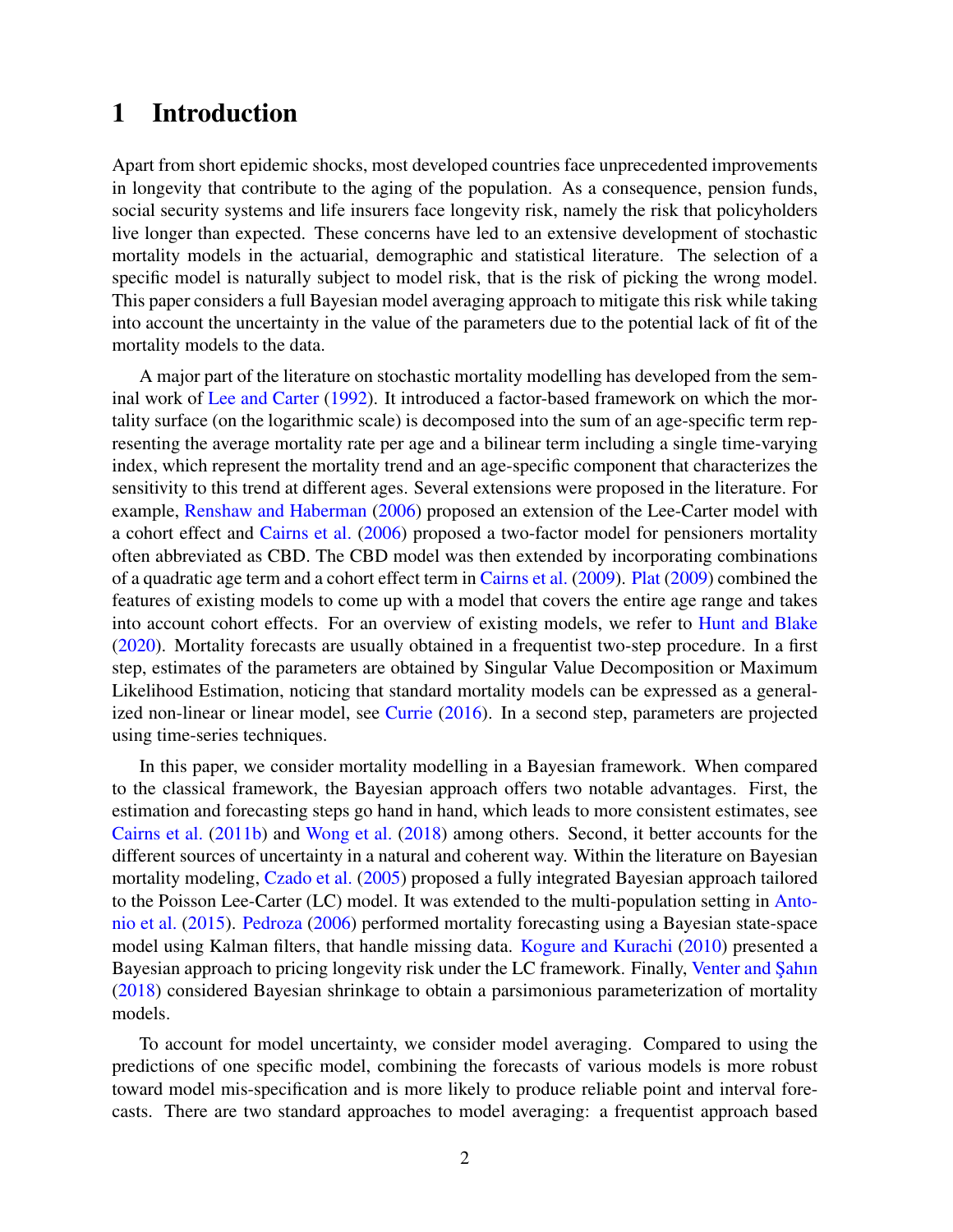# 1 Introduction

Apart from short epidemic shocks, most developed countries face unprecedented improvements in longevity that contribute to the aging of the population. As a consequence, pension funds, social security systems and life insurers face longevity risk, namely the risk that policyholders live longer than expected. These concerns have led to an extensive development of stochastic mortality models in the actuarial, demographic and statistical literature. The selection of a specific model is naturally subject to model risk, that is the risk of picking the wrong model. This paper considers a full Bayesian model averaging approach to mitigate this risk while taking into account the uncertainty in the value of the parameters due to the potential lack of fit of the mortality models to the data.

A major part of the literature on stochastic mortality modelling has developed from the seminal work of Lee and Carter (1992). It introduced a factor-based framework on which the mortality surface (on the logarithmic scale) is decomposed into the sum of an age-specific term representing the average mortality rate per age and a bilinear term including a single time-varying index, which represent the mortality trend and an age-specific component that characterizes the sensitivity to this trend at different ages. Several extensions were proposed in the literature. For example, Renshaw and Haberman (2006) proposed an extension of the Lee-Carter model with a cohort effect and Cairns et al. (2006) proposed a two-factor model for pensioners mortality often abbreviated as CBD. The CBD model was then extended by incorporating combinations of a quadratic age term and a cohort effect term in Cairns et al. (2009). Plat (2009) combined the features of existing models to come up with a model that covers the entire age range and takes into account cohort effects. For an overview of existing models, we refer to Hunt and Blake (2020). Mortality forecasts are usually obtained in a frequentist two-step procedure. In a first step, estimates of the parameters are obtained by Singular Value Decomposition or Maximum Likelihood Estimation, noticing that standard mortality models can be expressed as a generalized non-linear or linear model, see Currie (2016). In a second step, parameters are projected using time-series techniques.

In this paper, we consider mortality modelling in a Bayesian framework. When compared to the classical framework, the Bayesian approach offers two notable advantages. First, the estimation and forecasting steps go hand in hand, which leads to more consistent estimates, see Cairns et al. (2011b) and Wong et al. (2018) among others. Second, it better accounts for the different sources of uncertainty in a natural and coherent way. Within the literature on Bayesian mortality modeling, Czado et al. (2005) proposed a fully integrated Bayesian approach tailored to the Poisson Lee-Carter (LC) model. It was extended to the multi-population setting in Antonio et al. (2015). Pedroza (2006) performed mortality forecasting using a Bayesian state-space model using Kalman filters, that handle missing data. Kogure and Kurachi (2010) presented a Bayesian approach to pricing longevity risk under the LC framework. Finally, Venter and Şahın (2018) considered Bayesian shrinkage to obtain a parsimonious parameterization of mortality models.

To account for model uncertainty, we consider model averaging. Compared to using the predictions of one specific model, combining the forecasts of various models is more robust toward model mis-specification and is more likely to produce reliable point and interval forecasts. There are two standard approaches to model averaging: a frequentist approach based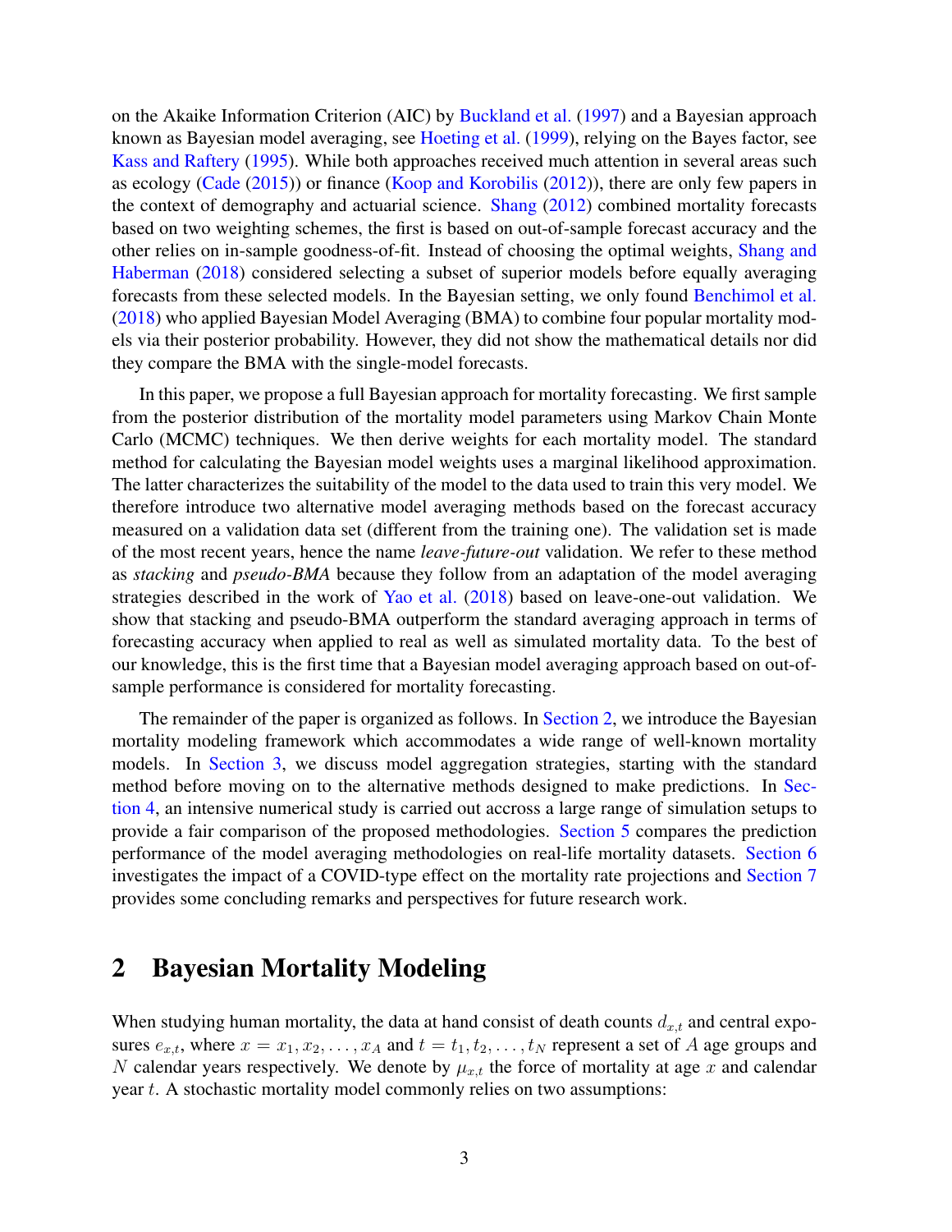on the Akaike Information Criterion (AIC) by Buckland et al. (1997) and a Bayesian approach known as Bayesian model averaging, see Hoeting et al. (1999), relying on the Bayes factor, see Kass and Raftery (1995). While both approaches received much attention in several areas such as ecology (Cade (2015)) or finance (Koop and Korobilis (2012)), there are only few papers in the context of demography and actuarial science. Shang (2012) combined mortality forecasts based on two weighting schemes, the first is based on out-of-sample forecast accuracy and the other relies on in-sample goodness-of-fit. Instead of choosing the optimal weights, Shang and Haberman (2018) considered selecting a subset of superior models before equally averaging forecasts from these selected models. In the Bayesian setting, we only found Benchimol et al. (2018) who applied Bayesian Model Averaging (BMA) to combine four popular mortality models via their posterior probability. However, they did not show the mathematical details nor did they compare the BMA with the single-model forecasts.

In this paper, we propose a full Bayesian approach for mortality forecasting. We first sample from the posterior distribution of the mortality model parameters using Markov Chain Monte Carlo (MCMC) techniques. We then derive weights for each mortality model. The standard method for calculating the Bayesian model weights uses a marginal likelihood approximation. The latter characterizes the suitability of the model to the data used to train this very model. We therefore introduce two alternative model averaging methods based on the forecast accuracy measured on a validation data set (different from the training one). The validation set is made of the most recent years, hence the name *leave-future-out* validation. We refer to these method as *stacking* and *pseudo-BMA* because they follow from an adaptation of the model averaging strategies described in the work of Yao et al. (2018) based on leave-one-out validation. We show that stacking and pseudo-BMA outperform the standard averaging approach in terms of forecasting accuracy when applied to real as well as simulated mortality data. To the best of our knowledge, this is the first time that a Bayesian model averaging approach based on out-of-sample performance is considered for mortality forecasting.

The remainder of the paper is organized as follows. In Section 2, we introduce the Bayesian mortality modeling framework which accommodates a wide range of well-known mortality models. In Section 3, we discuss model aggregation strategies, starting with the standard method before moving on to the alternative methods designed to make predictions. In Section 4, an intensive numerical study is carried out accross a large range of simulation setups to provide a fair comparison of the proposed methodologies. Section 5 compares the prediction performance of the model averaging methodologies on real-life mortality datasets. Section 6 investigates the impact of a COVID-type effect on the mortality rate projections and Section 7 provides some concluding remarks and perspectives for future research work.

## 2 Bayesian Mortality Modeling

When studying human mortality, the data at hand consist of death counts $d_{x,t}$ and central exposures $e_{x,t}$, where $x = x_1, x_2, \ldots, x_A$ and $t = t_1, t_2, \ldots, t_N$ represent a set of $A$ age groups and $N$ calendar years respectively. We denote by $\mu_{x,t}$ the force of mortality at age $x$ and calendar year $t$. A stochastic mortality model commonly relies on two assumptions: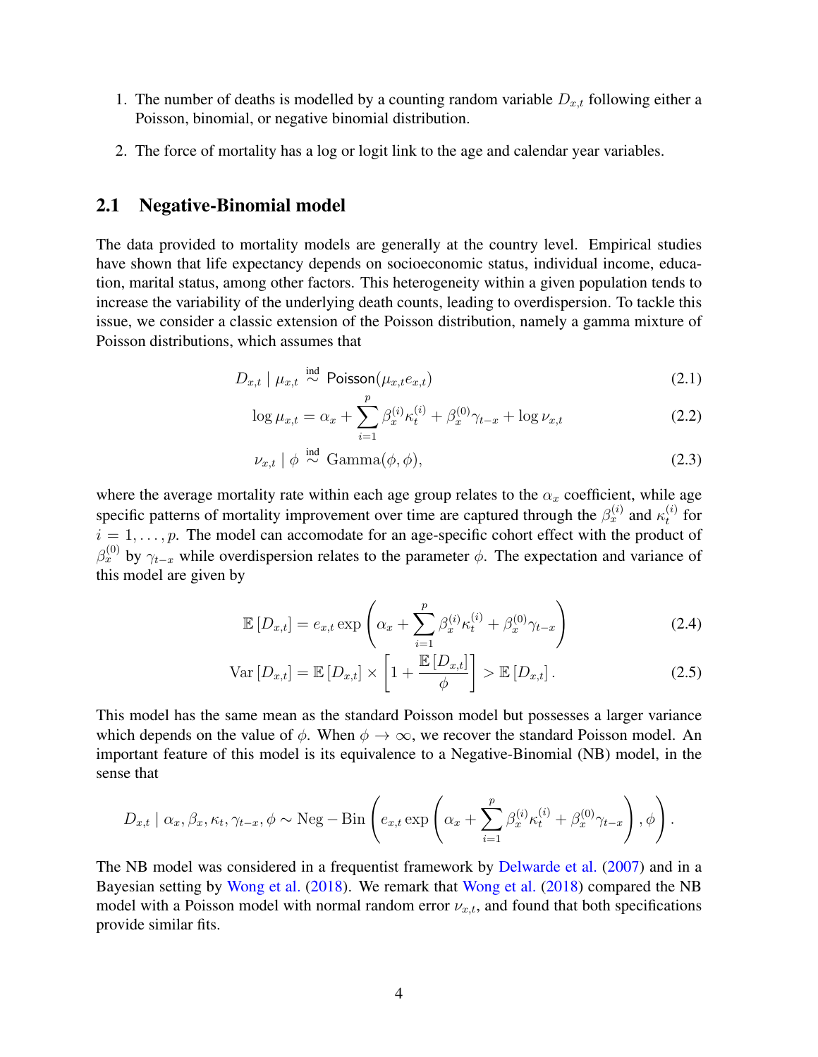1. The number of deaths is modelled by a counting random variable $D_{x,t}$ following either a Poisson, binomial, or negative binomial distribution.

2. The force of mortality has a log or logit link to the age and calendar year variables.

## 2.1 Negative-Binomial model

The data provided to mortality models are generally at the country level. Empirical studies have shown that life expectancy depends on socioeconomic status, individual income, education, marital status, among other factors. This heterogeneity within a given population tends to increase the variability of the underlying death counts, leading to overdispersion. To tackle this issue, we consider a classic extension of the Poisson distribution, namely a gamma mixture of Poisson distributions, which assumes that

$$D_{x,t} \mid \mu_{x,t} \overset{\text{ind}}{\sim} \mathsf{Poisson}(\mu_{x,t} e_{x,t}) \tag{2.1}$$

$$\log \mu_{x,t} = \alpha_x + \sum_{i=1}^{p} \beta_x^{(i)} \kappa_t^{(i)} + \beta_x^{(0)} \gamma_{t-x} + \log \nu_{x,t} \tag{2.2}$$

$$\nu_{x,t} \mid \phi \overset{\text{ind}}{\sim} \text{Gamma}(\phi, \phi), \tag{2.3}$$

where the average mortality rate within each age group relates to the $\alpha_x$ coefficient, while age specific patterns of mortality improvement over time are captured through the $\beta_x^{(i)}$ and $\kappa_t^{(i)}$ for $i = 1, \ldots, p$. The model can accomodate for an age-specific cohort effect with the product of $\beta_x^{(0)}$ by $\gamma_{t-x}$ while overdispersion relates to the parameter $\phi$. The expectation and variance of this model are given by

$$\mathbb{E}\left[D_{x,t}\right] = e_{x,t} \exp\left(\alpha_x + \sum_{i=1}^{p} \beta_x^{(i)} \kappa_t^{(i)} + \beta_x^{(0)} \gamma_{t-x}\right) \tag{2.4}$$

$$\text{Var}\left[D_{x,t}\right] = \mathbb{E}\left[D_{x,t}\right] \times \left[1 + \frac{\mathbb{E}\left[D_{x,t}\right]}{\phi}\right] > \mathbb{E}\left[D_{x,t}\right]. \tag{2.5}$$

This model has the same mean as the standard Poisson model but possesses a larger variance which depends on the value of $\phi$. When $\phi \to \infty$, we recover the standard Poisson model. An important feature of this model is its equivalence to a Negative-Binomial (NB) model, in the sense that

$$D_{x,t} \mid \alpha_x, \beta_x, \kappa_t, \gamma_{t-x}, \phi \sim \text{Neg} - \text{Bin}\left(e_{x,t} \exp\left(\alpha_x + \sum_{i=1}^{p} \beta_x^{(i)} \kappa_t^{(i)} + \beta_x^{(0)} \gamma_{t-x}\right), \phi\right).$$

The NB model was considered in a frequentist framework by Delwarde et al. (2007) and in a Bayesian setting by Wong et al. (2018). We remark that Wong et al. (2018) compared the NB model with a Poisson model with normal random error $\nu_{x,t}$, and found that both specifications provide similar fits.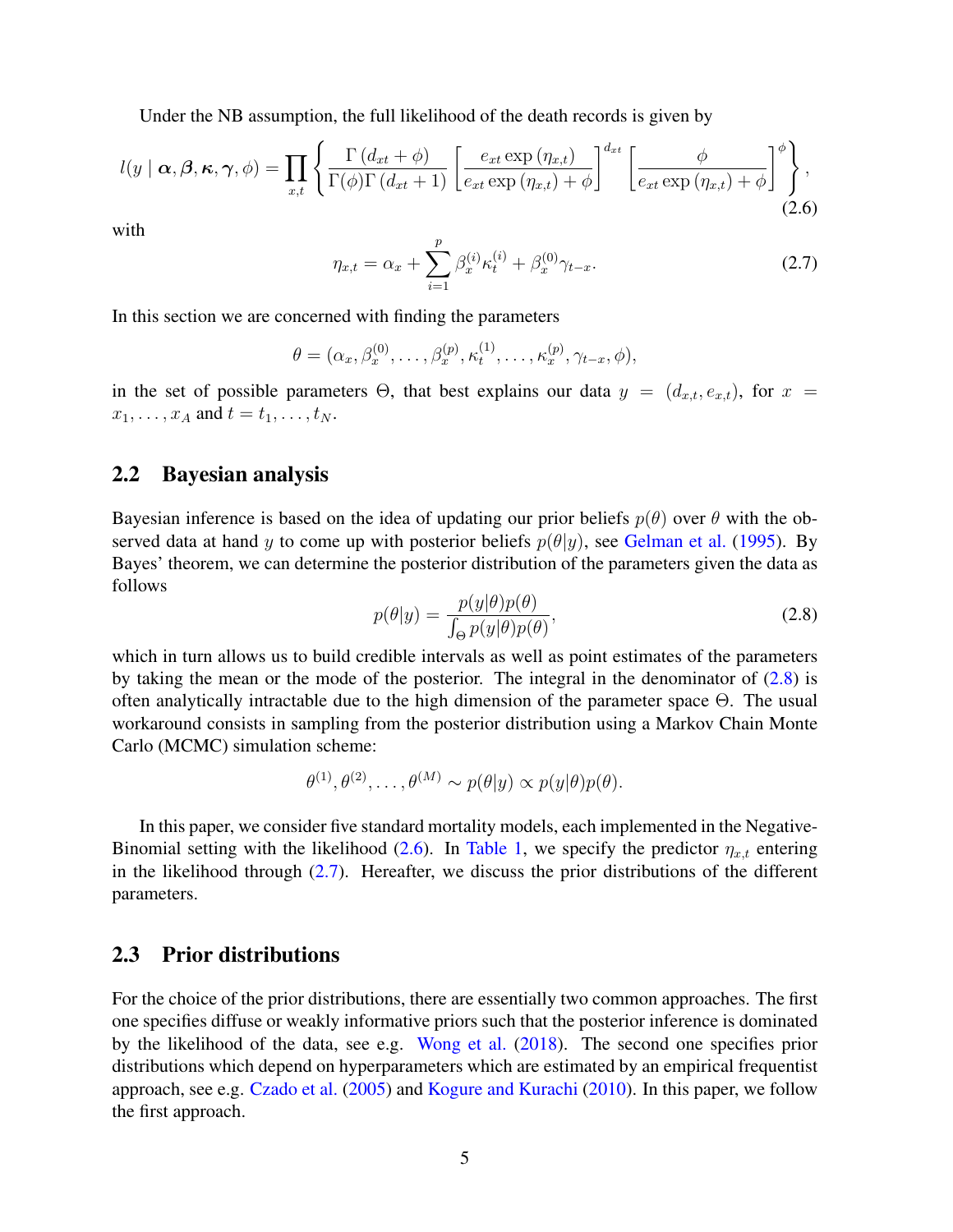Under the NB assumption, the full likelihood of the death records is given by

$$l(y \mid \boldsymbol{\alpha}, \boldsymbol{\beta}, \boldsymbol{\kappa}, \boldsymbol{\gamma}, \phi) = \prod_{x,t} \left\{ \frac{\Gamma\left(d_{xt} + \phi\right)}{\Gamma(\phi)\Gamma\left(d_{xt}+1\right)} \left[ \frac{e_{xt} \exp\left(\eta_{x,t}\right)}{e_{xt} \exp\left(\eta_{x,t}\right) + \phi} \right]^{d_{xt}} \left[ \frac{\phi}{e_{xt} \exp\left(\eta_{x,t}\right) + \phi} \right]^{\phi} \right\}, \tag{2.6}$$

with

$$\eta_{x,t} = \alpha_x + \sum_{i=1}^{p} \beta_x^{(i)} \kappa_t^{(i)} + \beta_x^{(0)} \gamma_{t-x}. \tag{2.7}$$

In this section we are concerned with finding the parameters

$$\theta = (\alpha_x, \beta_x^{(0)}, \ldots, \beta_x^{(p)}, \kappa_t^{(1)}, \ldots, \kappa_x^{(p)}, \gamma_{t-x}, \phi),$$

in the set of possible parameters $\Theta$, that best explains our data $y = (d_{x,t}, e_{x,t})$, for $x = x_1, \ldots, x_A$ and $t = t_1, \ldots, t_N$.

## 2.2 Bayesian analysis

Bayesian inference is based on the idea of updating our prior beliefs $p(\theta)$ over $\theta$ with the observed data at hand $y$ to come up with posterior beliefs $p(\theta|y)$, see Gelman et al. (1995). By Bayes' theorem, we can determine the posterior distribution of the parameters given the data as follows

$$p(\theta|y) = \frac{p(y|\theta)p(\theta)}{\int_{\Theta} p(y|\theta)p(\theta)}, \tag{2.8}$$

which in turn allows us to build credible intervals as well as point estimates of the parameters by taking the mean or the mode of the posterior. The integral in the denominator of (2.8) is often analytically intractable due to the high dimension of the parameter space $\Theta$. The usual workaround consists in sampling from the posterior distribution using a Markov Chain Monte Carlo (MCMC) simulation scheme:

$$\theta^{(1)}, \theta^{(2)}, \ldots, \theta^{(M)} \sim p(\theta|y) \propto p(y|\theta)p(\theta).$$

In this paper, we consider five standard mortality models, each implemented in the Negative-Binomial setting with the likelihood (2.6). In Table 1, we specify the predictor $\eta_{x,t}$ entering in the likelihood through (2.7). Hereafter, we discuss the prior distributions of the different parameters.

## 2.3 Prior distributions

For the choice of the prior distributions, there are essentially two common approaches. The first one specifies diffuse or weakly informative priors such that the posterior inference is dominated by the likelihood of the data, see e.g. Wong et al. (2018). The second one specifies prior distributions which depend on hyperparameters which are estimated by an empirical frequentist approach, see e.g. Czado et al. (2005) and Kogure and Kurachi (2010). In this paper, we follow the first approach.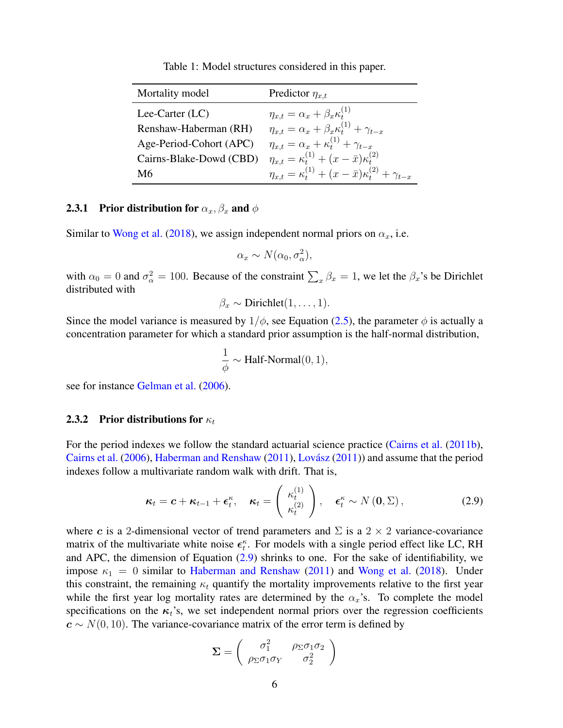Table 1: Model structures considered in this paper.

| Mortality model | Predictor $\eta_{x,t}$ |
|---|---|
| Lee-Carter (LC) | $\eta_{x,t} = \alpha_x + \beta_x \kappa_t^{(1)}$ |
| Renshaw-Haberman (RH) | $\eta_{x,t} = \alpha_x + \beta_x \kappa_t^{(1)} + \gamma_{t-x}$ |
| Age-Period-Cohort (APC) | $\eta_{x,t} = \alpha_x + \kappa_t^{(1)} + \gamma_{t-x}$ |
| Cairns-Blake-Dowd (CBD) | $\eta_{x,t} = \kappa_t^{(1)} + (x - \bar{x})\kappa_t^{(2)}$ |
| M6 | $\eta_{x,t} = \kappa_t^{(1)} + (x - \bar{x})\kappa_t^{(2)} + \gamma_{t-x}$ |

### 2.3.1 Prior distribution for $\alpha_x, \beta_x$ and $\phi$

Similar to Wong et al. (2018), we assign independent normal priors on $\alpha_x$, i.e.

$$\alpha_x \sim N(\alpha_0, \sigma_\alpha^2),$$

with $\alpha_0 = 0$ and $\sigma_\alpha^2 = 100$. Because of the constraint $\sum_x \beta_x = 1$, we let the $\beta_x$'s be Dirichlet distributed with

$$\beta_x \sim \text{Dirichlet}(1, \ldots, 1).$$

Since the model variance is measured by $1/\phi$, see Equation (2.5), the parameter $\phi$ is actually a concentration parameter for which a standard prior assumption is the half-normal distribution,

$$\frac{1}{\phi} \sim \text{Half-Normal}(0, 1),$$

see for instance Gelman et al. (2006).

### 2.3.2 Prior distributions for $\kappa_t$

For the period indexes we follow the standard actuarial science practice (Cairns et al. (2011b), Cairns et al. (2006), Haberman and Renshaw (2011), Lovász (2011)) and assume that the period indexes follow a multivariate random walk with drift. That is,

$$\boldsymbol{\kappa}_t = \boldsymbol{c} + \boldsymbol{\kappa}_{t-1} + \boldsymbol{\epsilon}_t^{\kappa}, \quad \boldsymbol{\kappa}_t = \begin{pmatrix} \kappa_t^{(1)} \\ \kappa_t^{(2)} \end{pmatrix}, \quad \boldsymbol{\epsilon}_t^{\kappa} \sim N(\boldsymbol{0}, \Sigma), \tag{2.9}$$

where $\boldsymbol{c}$ is a 2-dimensional vector of trend parameters and $\Sigma$ is a $2 \times 2$ variance-covariance matrix of the multivariate white noise $\boldsymbol{\epsilon}_t^{\kappa}$. For models with a single period effect like LC, RH and APC, the dimension of Equation (2.9) shrinks to one. For the sake of identifiability, we impose $\kappa_1 = 0$ similar to Haberman and Renshaw (2011) and Wong et al. (2018). Under this constraint, the remaining $\kappa_t$ quantify the mortality improvements relative to the first year while the first year log mortality rates are determined by the $\alpha_x$'s. To complete the model specifications on the $\boldsymbol{\kappa}_t$'s, we set independent normal priors over the regression coefficients $\boldsymbol{c} \sim N(0, 10)$. The variance-covariance matrix of the error term is defined by

$$\boldsymbol{\Sigma} = \begin{pmatrix} \sigma_1^2 & \rho_\Sigma \sigma_1 \sigma_2 \\ \rho_\Sigma \sigma_1 \sigma_Y & \sigma_2^2 \end{pmatrix}$$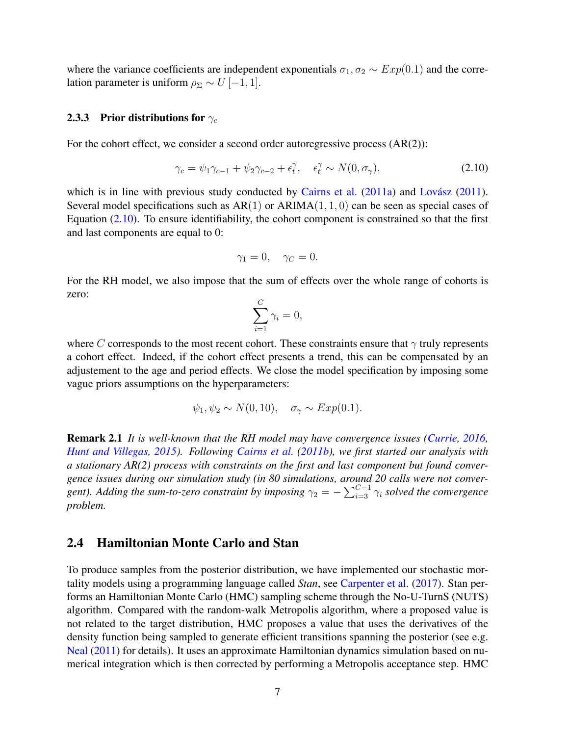where the variance coefficients are independent exponentials $\sigma_1, \sigma_2 \sim Exp(0.1)$ and the correlation parameter is uniform $\rho_\Sigma \sim U[-1, 1]$.

### 2.3.3 Prior distributions for $\gamma_c$

For the cohort effect, we consider a second order autoregressive process (AR(2)):

$$\gamma_c = \psi_1 \gamma_{c-1} + \psi_2 \gamma_{c-2} + \epsilon_t^\gamma, \quad \epsilon_t^\gamma \sim N(0, \sigma_\gamma), \tag{2.10}$$

which is in line with previous study conducted by Cairns et al. (2011a) and Lovász (2011). Several model specifications such as AR$(1)$ or ARIMA$(1, 1, 0)$ can be seen as special cases of Equation (2.10). To ensure identifiability, the cohort component is constrained so that the first and last components are equal to 0:

$$\gamma_1 = 0, \quad \gamma_C = 0.$$

For the RH model, we also impose that the sum of effects over the whole range of cohorts is zero:

$$\sum_{i=1}^{C} \gamma_i = 0,$$

where $C$ corresponds to the most recent cohort. These constraints ensure that $\gamma$ truly represents a cohort effect. Indeed, if the cohort effect presents a trend, this can be compensated by an adjustement to the age and period effects. We close the model specification by imposing some vague priors assumptions on the hyperparameters:

$$\psi_1, \psi_2 \sim N(0, 10), \quad \sigma_\gamma \sim Exp(0.1).$$

**Remark 2.1** *It is well-known that the RH model may have convergence issues (Currie, 2016, Hunt and Villegas, 2015). Following Cairns et al. (2011b), we first started our analysis with a stationary AR(2) process with constraints on the first and last component but found convergence issues during our simulation study (in 80 simulations, around 20 calls were not convergent). Adding the sum-to-zero constraint by imposing $\gamma_2 = -\sum_{i=3}^{C-1} \gamma_i$ solved the convergence problem.*

## 2.4 Hamiltonian Monte Carlo and Stan

To produce samples from the posterior distribution, we have implemented our stochastic mortality models using a programming language called *Stan*, see Carpenter et al. (2017). Stan performs an Hamiltonian Monte Carlo (HMC) sampling scheme through the No-U-TurnS (NUTS) algorithm. Compared with the random-walk Metropolis algorithm, where a proposed value is not related to the target distribution, HMC proposes a value that uses the derivatives of the density function being sampled to generate efficient transitions spanning the posterior (see e.g. Neal (2011) for details). It uses an approximate Hamiltonian dynamics simulation based on numerical integration which is then corrected by performing a Metropolis acceptance step. HMC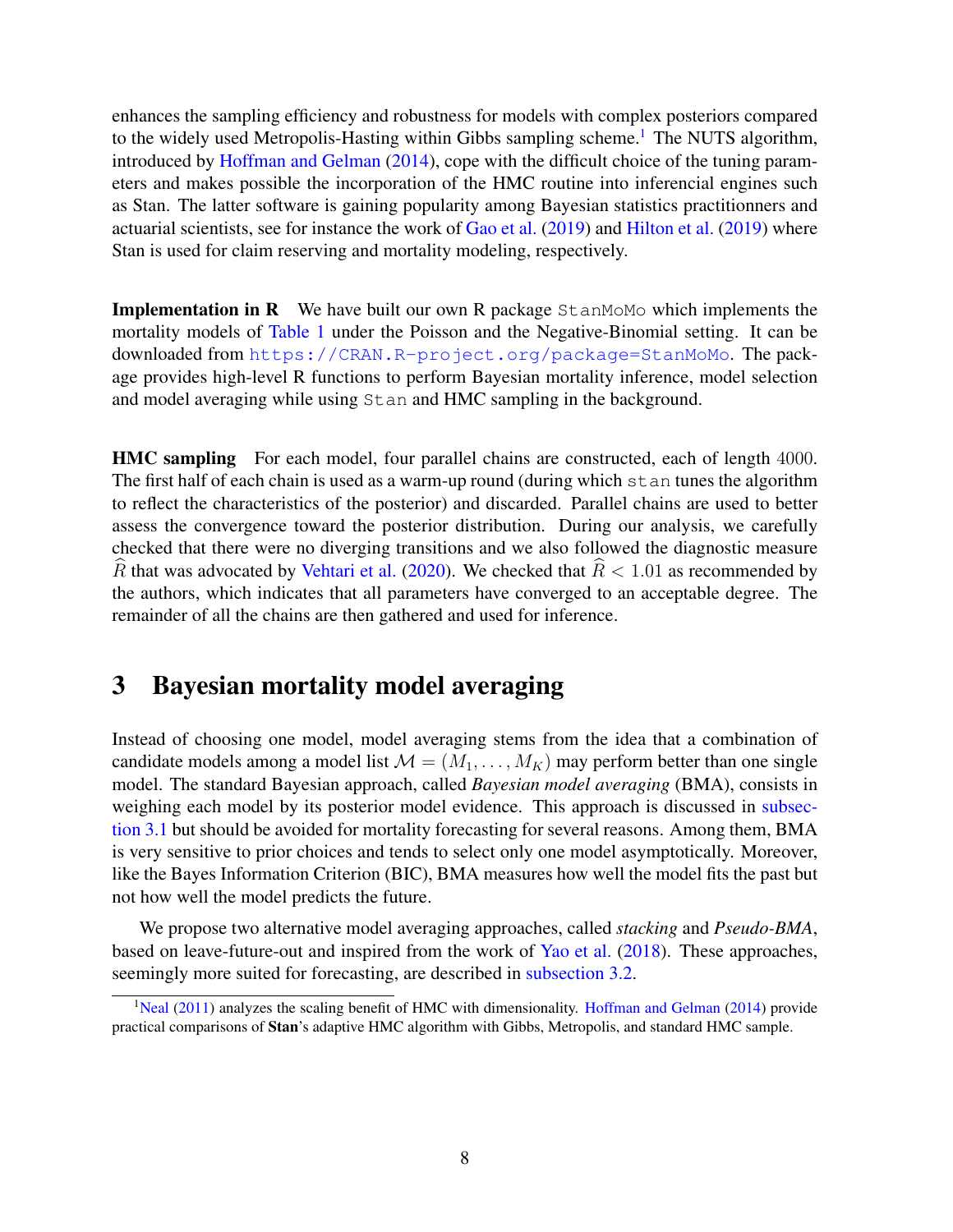enhances the sampling efficiency and robustness for models with complex posteriors compared to the widely used Metropolis-Hasting within Gibbs sampling scheme.[1] The NUTS algorithm, introduced by Hoffman and Gelman (2014), cope with the difficult choice of the tuning parameters and makes possible the incorporation of the HMC routine into inferencial engines such as Stan. The latter software is gaining popularity among Bayesian statistics practitionners and actuarial scientists, see for instance the work of Gao et al. (2019) and Hilton et al. (2019) where Stan is used for claim reserving and mortality modeling, respectively.

**Implementation in R** We have built our own R package `StanMoMo` which implements the mortality models of Table 1 under the Poisson and the Negative-Binomial setting. It can be downloaded from `https://CRAN.R-project.org/package=StanMoMo`. The package provides high-level R functions to perform Bayesian mortality inference, model selection and model averaging while using `Stan` and HMC sampling in the background.

**HMC sampling** For each model, four parallel chains are constructed, each of length 4000. The first half of each chain is used as a warm-up round (during which `stan` tunes the algorithm to reflect the characteristics of the posterior) and discarded. Parallel chains are used to better assess the convergence toward the posterior distribution. During our analysis, we carefully checked that there were no diverging transitions and we also followed the diagnostic measure $\widehat{R}$ that was advocated by Vehtari et al. (2020). We checked that $\widehat{R} < 1.01$ as recommended by the authors, which indicates that all parameters have converged to an acceptable degree. The remainder of all the chains are then gathered and used for inference.

# 3 Bayesian mortality model averaging

Instead of choosing one model, model averaging stems from the idea that a combination of candidate models among a model list $\mathcal{M} = (M_1, \ldots, M_K)$ may perform better than one single model. The standard Bayesian approach, called *Bayesian model averaging* (BMA), consists in weighing each model by its posterior model evidence. This approach is discussed in subsection 3.1 but should be avoided for mortality forecasting for several reasons. Among them, BMA is very sensitive to prior choices and tends to select only one model asymptotically. Moreover, like the Bayes Information Criterion (BIC), BMA measures how well the model fits the past but not how well the model predicts the future.

We propose two alternative model averaging approaches, called *stacking* and *Pseudo-BMA*, based on leave-future-out and inspired from the work of Yao et al. (2018). These approaches, seemingly more suited for forecasting, are described in subsection 3.2.

[1] Neal (2011) analyzes the scaling benefit of HMC with dimensionality. Hoffman and Gelman (2014) provide practical comparisons of **Stan**'s adaptive HMC algorithm with Gibbs, Metropolis, and standard HMC sample.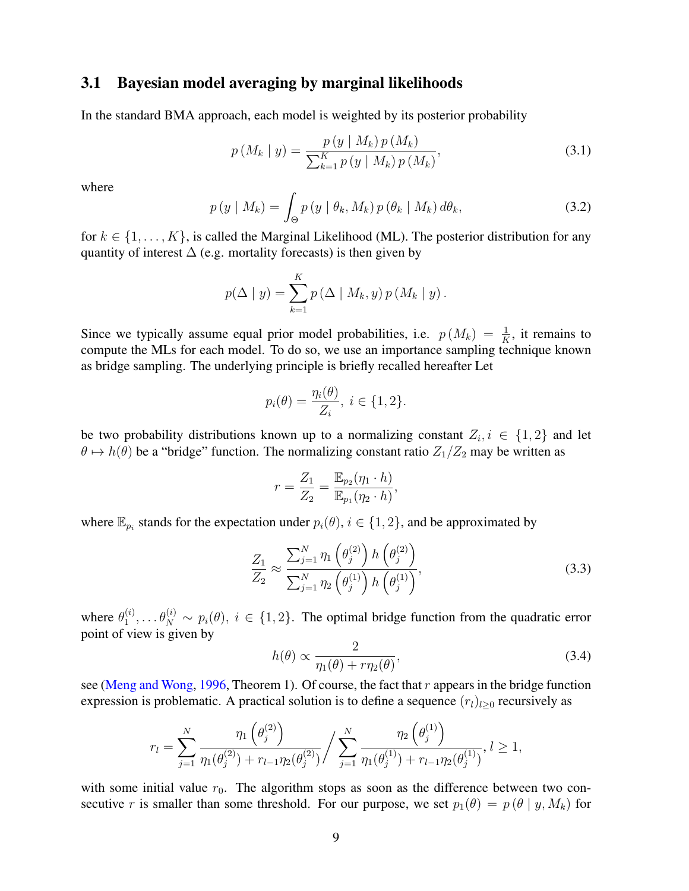## 3.1 Bayesian model averaging by marginal likelihoods

In the standard BMA approach, each model is weighted by its posterior probability

$$p\left(M_k \mid y\right)=\frac{p\left(y \mid M_k\right) p\left(M_k\right)}{\sum_{k=1}^K p\left(y \mid M_k\right) p\left(M_k\right)}, \tag{3.1}$$

where

$$p\left(y \mid M_k\right)=\int_{\Theta} p\left(y \mid \theta_k, M_k\right) p\left(\theta_k \mid M_k\right) d\theta_k, \tag{3.2}$$

for $k \in \{1,\ldots,K\}$, is called the Marginal Likelihood (ML). The posterior distribution for any quantity of interest $\Delta$ (e.g. mortality forecasts) is then given by

$$p(\Delta \mid y)=\sum_{k=1}^K p\left(\Delta \mid M_k, y\right) p\left(M_k \mid y\right).$$

Since we typically assume equal prior model probabilities, i.e. $p\left(M_k\right)=\frac{1}{K}$, it remains to compute the MLs for each model. To do so, we use an importance sampling technique known as bridge sampling. The underlying principle is briefly recalled hereafter Let

$$p_i(\theta)=\frac{\eta_i(\theta)}{Z_i},\ i \in \{1,2\}.$$

be two probability distributions known up to a normalizing constant $Z_i, i \in \{1,2\}$ and let $\theta \mapsto h(\theta)$ be a "bridge" function. The normalizing constant ratio $Z_1/Z_2$ may be written as

$$r=\frac{Z_1}{Z_2}=\frac{\mathbb{E}_{p_2}(\eta_1 \cdot h)}{\mathbb{E}_{p_1}(\eta_2 \cdot h)},$$

where $\mathbb{E}_{p_i}$ stands for the expectation under $p_i(\theta)$, $i \in \{1,2\}$, and be approximated by

$$\frac{Z_1}{Z_2} \approx \frac{\sum_{j=1}^N \eta_1\left(\theta_j^{(2)}\right) h\left(\theta_j^{(2)}\right)}{\sum_{j=1}^N \eta_2\left(\theta_j^{(1)}\right) h\left(\theta_j^{(1)}\right)}, \tag{3.3}$$

where $\theta_1^{(i)}, \ldots \theta_N^{(i)} \sim p_i(\theta),\ i \in \{1,2\}$. The optimal bridge function from the quadratic error point of view is given by

$$h(\theta) \propto \frac{2}{\eta_1(\theta)+r\eta_2(\theta)}, \tag{3.4}$$

see (Meng and Wong, 1996, Theorem 1). Of course, the fact that $r$ appears in the bridge function expression is problematic. A practical solution is to define a sequence $(r_l)_{l\geq 0}$ recursively as

$$r_l=\sum_{j=1}^N \frac{\eta_1\left(\theta_j^{(2)}\right)}{\eta_1(\theta_j^{(2)})+r_{l-1}\eta_2(\theta_j^{(2)})} \Bigg/ \sum_{j=1}^N \frac{\eta_2\left(\theta_j^{(1)}\right)}{\eta_1(\theta_j^{(1)})+r_{l-1}\eta_2(\theta_j^{(1)})},\ l \geq 1,$$

with some initial value $r_0$. The algorithm stops as soon as the difference between two consecutive $r$ is smaller than some threshold. For our purpose, we set $p_1(\theta)=p\left(\theta \mid y, M_k\right)$ for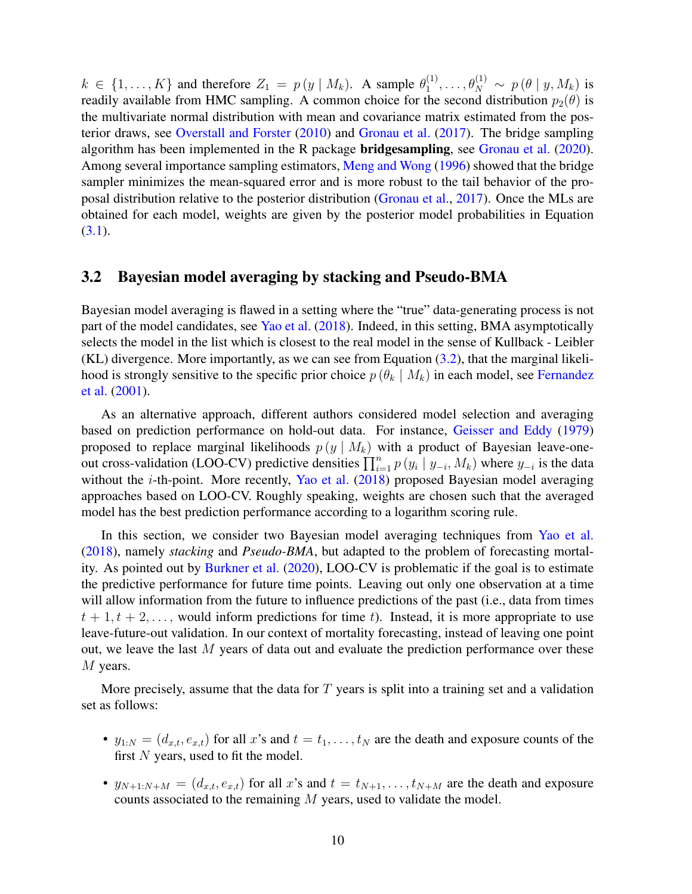$k \in \{1, \ldots, K\}$ and therefore $Z_1 = p(y \mid M_k)$. A sample $\theta_1^{(1)}, \ldots, \theta_N^{(1)} \sim p(\theta \mid y, M_k)$ is readily available from HMC sampling. A common choice for the second distribution $p_2(\theta)$ is the multivariate normal distribution with mean and covariance matrix estimated from the posterior draws, see Overstall and Forster (2010) and Gronau et al. (2017). The bridge sampling algorithm has been implemented in the R package **bridgesampling**, see Gronau et al. (2020). Among several importance sampling estimators, Meng and Wong (1996) showed that the bridge sampler minimizes the mean-squared error and is more robust to the tail behavior of the proposal distribution relative to the posterior distribution (Gronau et al., 2017). Once the MLs are obtained for each model, weights are given by the posterior model probabilities in Equation (3.1).

## 3.2 Bayesian model averaging by stacking and Pseudo-BMA

Bayesian model averaging is flawed in a setting where the "true" data-generating process is not part of the model candidates, see Yao et al. (2018). Indeed, in this setting, BMA asymptotically selects the model in the list which is closest to the real model in the sense of Kullback - Leibler (KL) divergence. More importantly, as we can see from Equation (3.2), that the marginal likelihood is strongly sensitive to the specific prior choice $p(\theta_k \mid M_k)$ in each model, see Fernandez et al. (2001).

As an alternative approach, different authors considered model selection and averaging based on prediction performance on hold-out data. For instance, Geisser and Eddy (1979) proposed to replace marginal likelihoods $p(y \mid M_k)$ with a product of Bayesian leave-one-out cross-validation (LOO-CV) predictive densities $\prod_{i=1}^{n} p(y_i \mid y_{-i}, M_k)$ where $y_{-i}$ is the data without the $i$-th-point. More recently, Yao et al. (2018) proposed Bayesian model averaging approaches based on LOO-CV. Roughly speaking, weights are chosen such that the averaged model has the best prediction performance according to a logarithm scoring rule.

In this section, we consider two Bayesian model averaging techniques from Yao et al. (2018), namely *stacking* and *Pseudo-BMA*, but adapted to the problem of forecasting mortality. As pointed out by Burkner et al. (2020), LOO-CV is problematic if the goal is to estimate the predictive performance for future time points. Leaving out only one observation at a time will allow information from the future to influence predictions of the past (i.e., data from times $t+1, t+2, \ldots,$ would inform predictions for time $t$). Instead, it is more appropriate to use leave-future-out validation. In our context of mortality forecasting, instead of leaving one point out, we leave the last $M$ years of data out and evaluate the prediction performance over these $M$ years.

More precisely, assume that the data for $T$ years is split into a training set and a validation set as follows:

- $y_{1:N} = (d_{x,t}, e_{x,t})$ for all $x$'s and $t = t_1, \ldots, t_N$ are the death and exposure counts of the first $N$ years, used to fit the model.
- $y_{N+1:N+M} = (d_{x,t}, e_{x,t})$ for all $x$'s and $t = t_{N+1}, \ldots, t_{N+M}$ are the death and exposure counts associated to the remaining $M$ years, used to validate the model.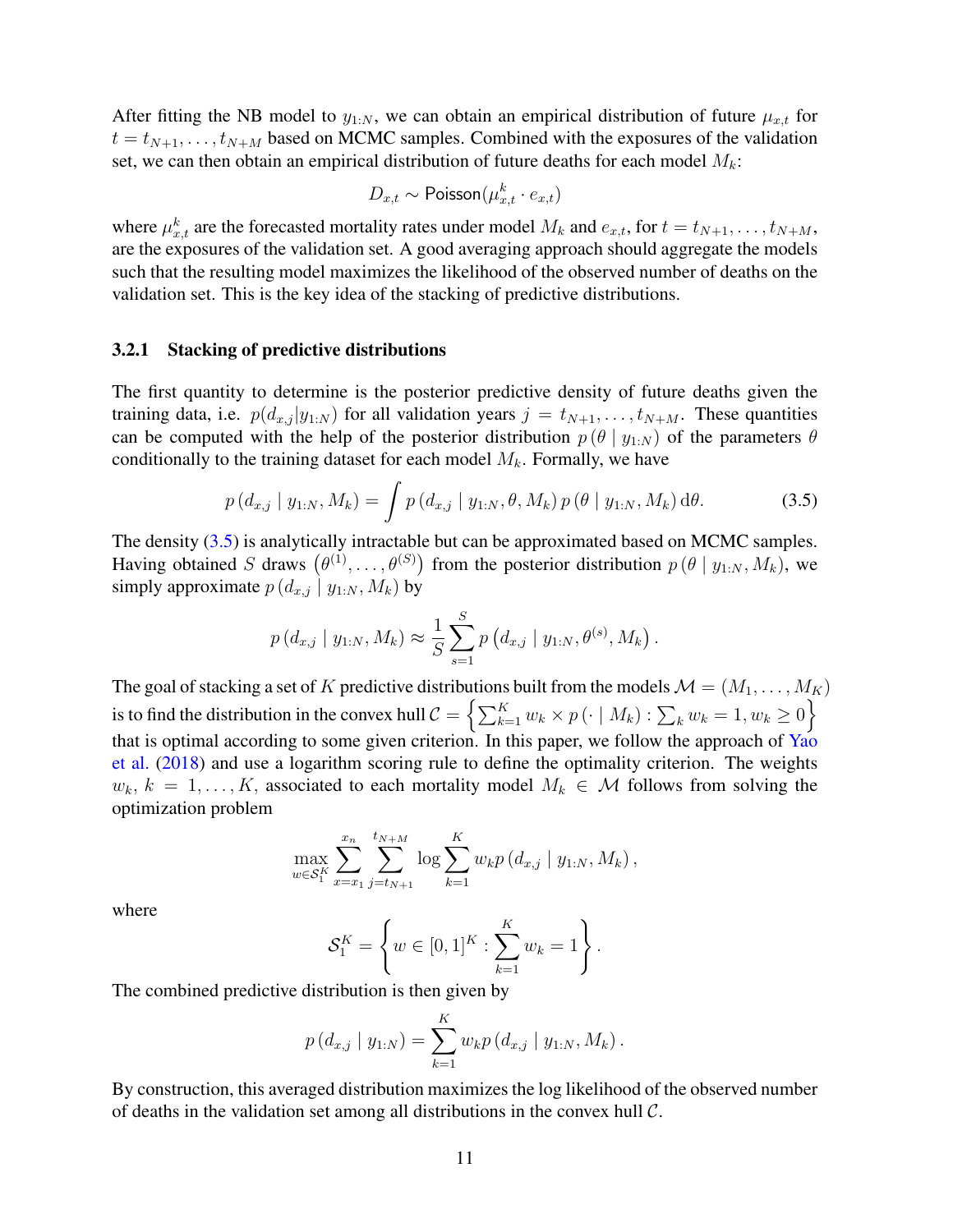After fitting the NB model to $y_{1:N}$, we can obtain an empirical distribution of future $\mu_{x,t}$ for $t = t_{N+1}, \ldots, t_{N+M}$ based on MCMC samples. Combined with the exposures of the validation set, we can then obtain an empirical distribution of future deaths for each model $M_k$:

$$D_{x,t} \sim \mathsf{Poisson}(\mu^k_{x,t} \cdot e_{x,t})$$

where $\mu^k_{x,t}$ are the forecasted mortality rates under model $M_k$ and $e_{x,t}$, for $t = t_{N+1}, \ldots, t_{N+M}$, are the exposures of the validation set. A good averaging approach should aggregate the models such that the resulting model maximizes the likelihood of the observed number of deaths on the validation set. This is the key idea of the stacking of predictive distributions.

### 3.2.1 Stacking of predictive distributions

The first quantity to determine is the posterior predictive density of future deaths given the training data, i.e. $p(d_{x,j}|y_{1:N})$ for all validation years $j = t_{N+1}, \ldots, t_{N+M}$. These quantities can be computed with the help of the posterior distribution $p(\theta \mid y_{1:N})$ of the parameters $\theta$ conditionally to the training dataset for each model $M_k$. Formally, we have

$$p(d_{x,j} \mid y_{1:N}, M_k) = \int p(d_{x,j} \mid y_{1:N}, \theta, M_k)\, p(\theta \mid y_{1:N}, M_k)\, \mathrm{d}\theta. \tag{3.5}$$

The density (3.5) is analytically intractable but can be approximated based on MCMC samples. Having obtained $S$ draws $\left(\theta^{(1)}, \ldots, \theta^{(S)}\right)$ from the posterior distribution $p(\theta \mid y_{1:N}, M_k)$, we simply approximate $p(d_{x,j} \mid y_{1:N}, M_k)$ by

$$p(d_{x,j} \mid y_{1:N}, M_k) \approx \frac{1}{S} \sum_{s=1}^{S} p\left(d_{x,j} \mid y_{1:N}, \theta^{(s)}, M_k\right).$$

The goal of stacking a set of $K$ predictive distributions built from the models $\mathcal{M} = (M_1, \ldots, M_K)$ is to find the distribution in the convex hull $\mathcal{C} = \left\{\sum_{k=1}^{K} w_k \times p(\cdot \mid M_k) : \sum_k w_k = 1, w_k \geq 0\right\}$ that is optimal according to some given criterion. In this paper, we follow the approach of Yao et al. (2018) and use a logarithm scoring rule to define the optimality criterion. The weights $w_k$, $k = 1, \ldots, K$, associated to each mortality model $M_k \in \mathcal{M}$ follows from solving the optimization problem

$$\max_{w \in \mathcal{S}_1^K} \sum_{x=x_1}^{x_n} \sum_{j=t_{N+1}}^{t_{N+M}} \log \sum_{k=1}^{K} w_k p(d_{x,j} \mid y_{1:N}, M_k),$$

where

$$\mathcal{S}_1^K = \left\{ w \in [0,1]^K : \sum_{k=1}^{K} w_k = 1 \right\}.$$

The combined predictive distribution is then given by

$$p(d_{x,j} \mid y_{1:N}) = \sum_{k=1}^{K} w_k p(d_{x,j} \mid y_{1:N}, M_k).$$

By construction, this averaged distribution maximizes the log likelihood of the observed number of deaths in the validation set among all distributions in the convex hull $\mathcal{C}$.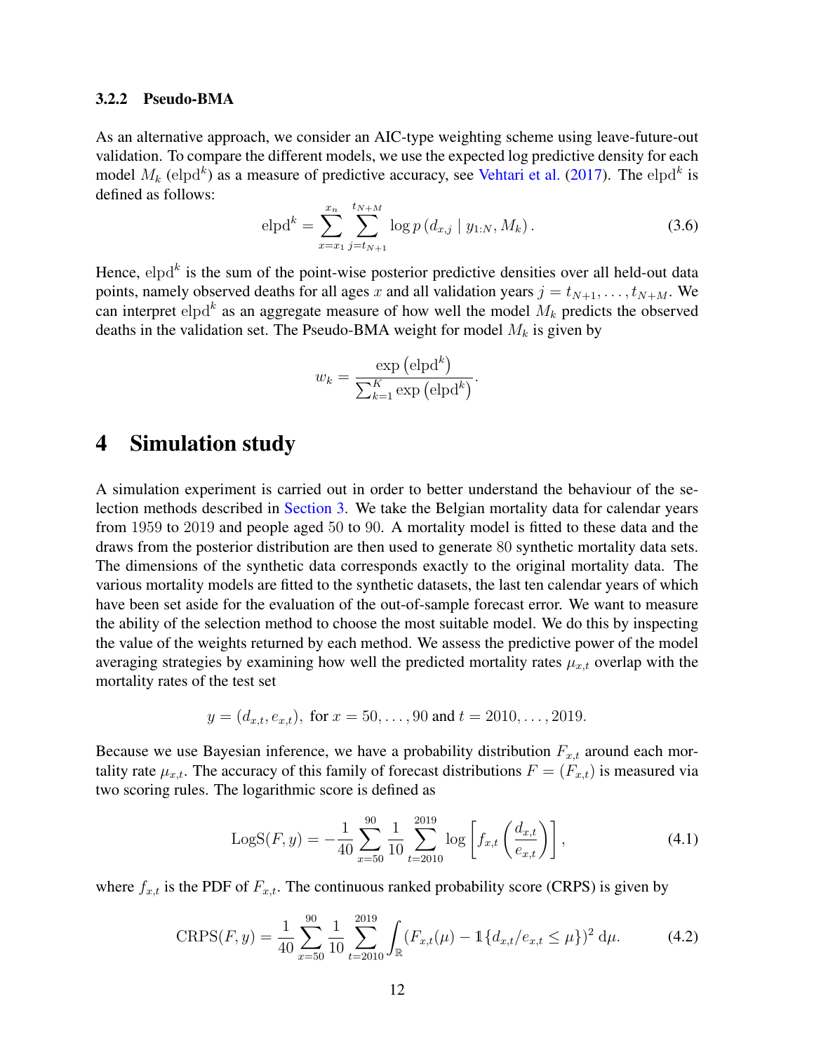### 3.2.2 Pseudo-BMA

As an alternative approach, we consider an AIC-type weighting scheme using leave-future-out validation. To compare the different models, we use the expected log predictive density for each model $M_k$ ($\mathrm{elpd}^k$) as a measure of predictive accuracy, see Vehtari et al. (2017). The $\mathrm{elpd}^k$ is defined as follows:

$$\mathrm{elpd}^k = \sum_{x=x_1}^{x_n} \sum_{j=t_{N+1}}^{t_{N+M}} \log p\left(d_{x,j} \mid y_{1:N}, M_k\right). \tag{3.6}$$

Hence, $\mathrm{elpd}^k$ is the sum of the point-wise posterior predictive densities over all held-out data points, namely observed deaths for all ages $x$ and all validation years $j = t_{N+1}, \ldots, t_{N+M}$. We can interpret $\mathrm{elpd}^k$ as an aggregate measure of how well the model $M_k$ predicts the observed deaths in the validation set. The Pseudo-BMA weight for model $M_k$ is given by

$$w_k = \frac{\exp\left(\mathrm{elpd}^k\right)}{\sum_{k=1}^{K} \exp\left(\mathrm{elpd}^k\right)}.$$

# 4 Simulation study

A simulation experiment is carried out in order to better understand the behaviour of the selection methods described in Section 3. We take the Belgian mortality data for calendar years from 1959 to 2019 and people aged 50 to 90. A mortality model is fitted to these data and the draws from the posterior distribution are then used to generate 80 synthetic mortality data sets. The dimensions of the synthetic data corresponds exactly to the original mortality data. The various mortality models are fitted to the synthetic datasets, the last ten calendar years of which have been set aside for the evaluation of the out-of-sample forecast error. We want to measure the ability of the selection method to choose the most suitable model. We do this by inspecting the value of the weights returned by each method. We assess the predictive power of the model averaging strategies by examining how well the predicted mortality rates $\mu_{x,t}$ overlap with the mortality rates of the test set

$$y = (d_{x,t}, e_{x,t}), \text{ for } x = 50, \ldots, 90 \text{ and } t = 2010, \ldots, 2019.$$

Because we use Bayesian inference, we have a probability distribution $F_{x,t}$ around each mortality rate $\mu_{x,t}$. The accuracy of this family of forecast distributions $F = (F_{x,t})$ is measured via two scoring rules. The logarithmic score is defined as

$$\mathrm{LogS}(F, y) = -\frac{1}{40} \sum_{x=50}^{90} \frac{1}{10} \sum_{t=2010}^{2019} \log\left[f_{x,t}\left(\frac{d_{x,t}}{e_{x,t}}\right)\right], \tag{4.1}$$

where $f_{x,t}$ is the PDF of $F_{x,t}$. The continuous ranked probability score (CRPS) is given by

$$\mathrm{CRPS}(F, y) = \frac{1}{40} \sum_{x=50}^{90} \frac{1}{10} \sum_{t=2010}^{2019} \int_{\mathbb{R}} \left(F_{x,t}(\mu) - \mathbb{1}\{d_{x,t}/e_{x,t} \leq \mu\}\right)^2 \mathrm{d}\mu. \tag{4.2}$$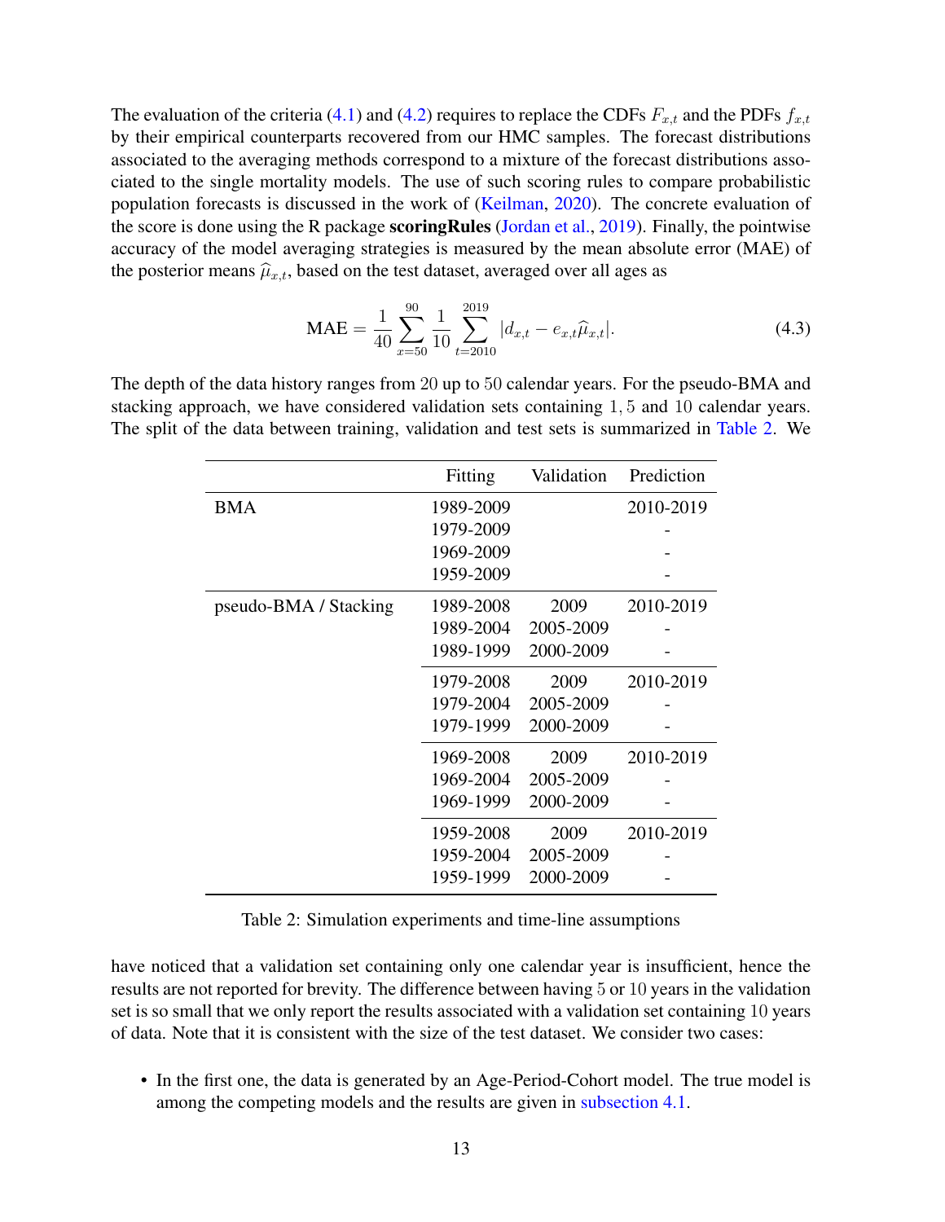The evaluation of the criteria (4.1) and (4.2) requires to replace the CDFs $F_{x,t}$ and the PDFs $f_{x,t}$ by their empirical counterparts recovered from our HMC samples. The forecast distributions associated to the averaging methods correspond to a mixture of the forecast distributions associated to the single mortality models. The use of such scoring rules to compare probabilistic population forecasts is discussed in the work of (Keilman, 2020). The concrete evaluation of the score is done using the R package **scoringRules** (Jordan et al., 2019). Finally, the pointwise accuracy of the model averaging strategies is measured by the mean absolute error (MAE) of the posterior means $\widehat{\mu}_{x,t}$, based on the test dataset, averaged over all ages as

$$\text{MAE} = \frac{1}{40}\sum_{x=50}^{90}\frac{1}{10}\sum_{t=2010}^{2019}|d_{x,t} - e_{x,t}\widehat{\mu}_{x,t}|. \tag{4.3}$$

The depth of the data history ranges from 20 up to 50 calendar years. For the pseudo-BMA and stacking approach, we have considered validation sets containing $1, 5$ and 10 calendar years. The split of the data between training, validation and test sets is summarized in Table 2. We

| | Fitting | Validation | Prediction |
|---|---|---|---|
| BMA | 1989-2009 | | 2010-2019 |
| | 1979-2009 | | - |
| | 1969-2009 | | - |
| | 1959-2009 | | - |
| pseudo-BMA / Stacking | 1989-2008 | 2009 | 2010-2019 |
| | 1989-2004 | 2005-2009 | - |
| | 1989-1999 | 2000-2009 | - |
| | 1979-2008 | 2009 | 2010-2019 |
| | 1979-2004 | 2005-2009 | - |
| | 1979-1999 | 2000-2009 | - |
| | 1969-2008 | 2009 | 2010-2019 |
| | 1969-2004 | 2005-2009 | - |
| | 1969-1999 | 2000-2009 | - |
| | 1959-2008 | 2009 | 2010-2019 |
| | 1959-2004 | 2005-2009 | - |
| | 1959-1999 | 2000-2009 | - |

Table 2: Simulation experiments and time-line assumptions

have noticed that a validation set containing only one calendar year is insufficient, hence the results are not reported for brevity. The difference between having 5 or 10 years in the validation set is so small that we only report the results associated with a validation set containing 10 years of data. Note that it is consistent with the size of the test dataset. We consider two cases:

- In the first one, the data is generated by an Age-Period-Cohort model. The true model is among the competing models and the results are given in subsection 4.1.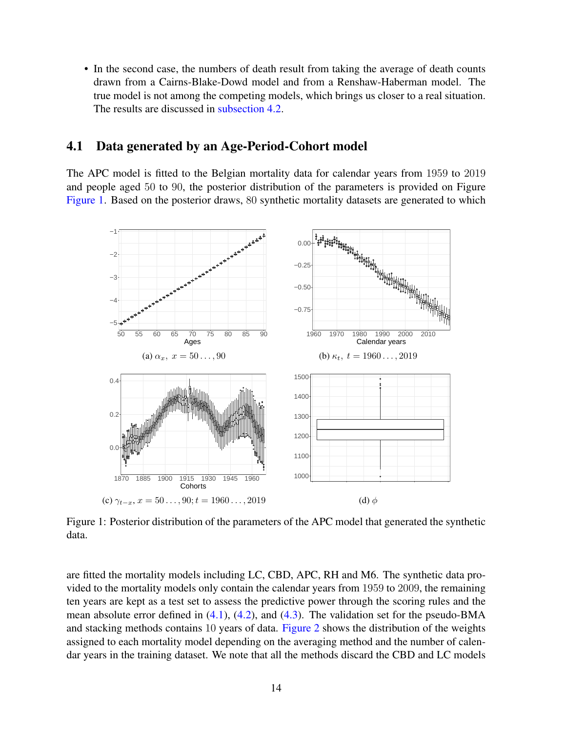- In the second case, the numbers of death result from taking the average of death counts drawn from a Cairns-Blake-Dowd model and from a Renshaw-Haberman model. The true model is not among the competing models, which brings us closer to a real situation. The results are discussed in subsection 4.2.

## 4.1 Data generated by an Age-Period-Cohort model

The APC model is fitted to the Belgian mortality data for calendar years from 1959 to 2019 and people aged 50 to 90, the posterior distribution of the parameters is provided on Figure Figure 1. Based on the posterior draws, 80 synthetic mortality datasets are generated to which

(a) $\alpha_x,\ x = 50\dots,90$

(b) $\kappa_t,\ t = 1960\dots,2019$

(c) $\gamma_{t-x},\ x = 50\dots,90; t = 1960\dots,2019$

(d) $\phi$

Figure 1: Posterior distribution of the parameters of the APC model that generated the synthetic data.

are fitted the mortality models including LC, CBD, APC, RH and M6. The synthetic data provided to the mortality models only contain the calendar years from 1959 to 2009, the remaining ten years are kept as a test set to assess the predictive power through the scoring rules and the mean absolute error defined in (4.1), (4.2), and (4.3). The validation set for the pseudo-BMA and stacking methods contains 10 years of data. Figure 2 shows the distribution of the weights assigned to each mortality model depending on the averaging method and the number of calendar years in the training dataset. We note that all the methods discard the CBD and LC models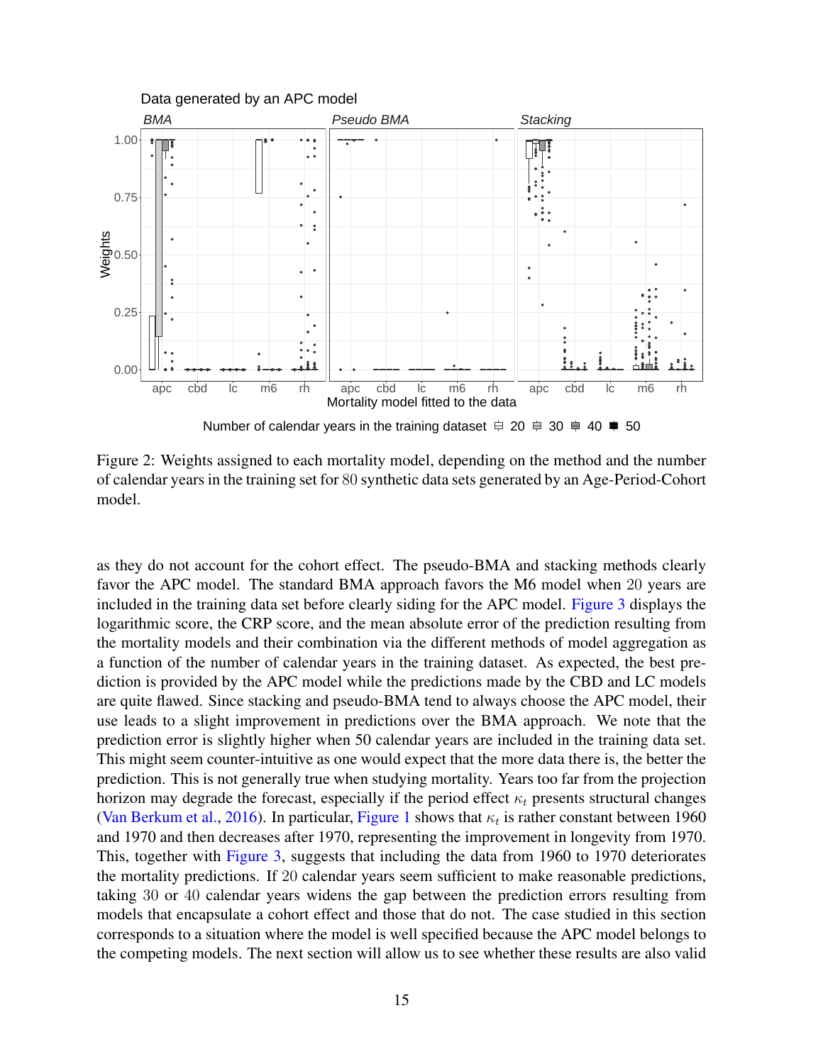Figure 2: Weights assigned to each mortality model, depending on the method and the number of calendar years in the training set for 80 synthetic data sets generated by an Age-Period-Cohort model.

as they do not account for the cohort effect. The pseudo-BMA and stacking methods clearly favor the APC model. The standard BMA approach favors the M6 model when 20 years are included in the training data set before clearly siding for the APC model. Figure 3 displays the logarithmic score, the CRP score, and the mean absolute error of the prediction resulting from the mortality models and their combination via the different methods of model aggregation as a function of the number of calendar years in the training dataset. As expected, the best prediction is provided by the APC model while the predictions made by the CBD and LC models are quite flawed. Since stacking and pseudo-BMA tend to always choose the APC model, their use leads to a slight improvement in predictions over the BMA approach. We note that the prediction error is slightly higher when 50 calendar years are included in the training data set. This might seem counter-intuitive as one would expect that the more data there is, the better the prediction. This is not generally true when studying mortality. Years too far from the projection horizon may degrade the forecast, especially if the period effect $\kappa_t$ presents structural changes (Van Berkum et al., 2016). In particular, Figure 1 shows that $\kappa_t$ is rather constant between 1960 and 1970 and then decreases after 1970, representing the improvement in longevity from 1970. This, together with Figure 3, suggests that including the data from 1960 to 1970 deteriorates the mortality predictions. If 20 calendar years seem sufficient to make reasonable predictions, taking 30 or 40 calendar years widens the gap between the prediction errors resulting from models that encapsulate a cohort effect and those that do not. The case studied in this section corresponds to a situation where the model is well specified because the APC model belongs to the competing models. The next section will allow us to see whether these results are also valid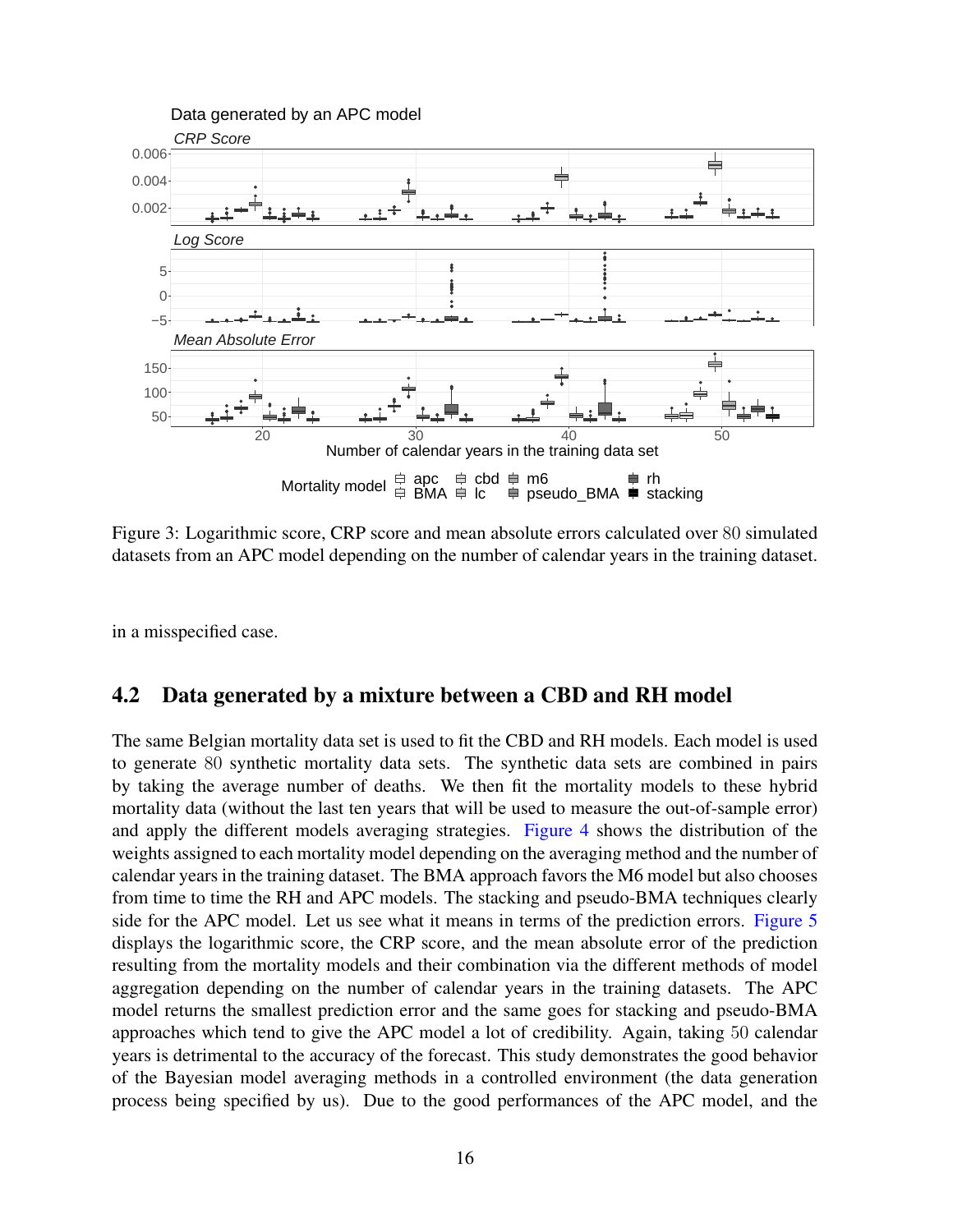Figure 3: Logarithmic score, CRP score and mean absolute errors calculated over 80 simulated datasets from an APC model depending on the number of calendar years in the training dataset.

in a misspecified case.

## 4.2 Data generated by a mixture between a CBD and RH model

The same Belgian mortality data set is used to fit the CBD and RH models. Each model is used to generate 80 synthetic mortality data sets. The synthetic data sets are combined in pairs by taking the average number of deaths. We then fit the mortality models to these hybrid mortality data (without the last ten years that will be used to measure the out-of-sample error) and apply the different models averaging strategies. Figure 4 shows the distribution of the weights assigned to each mortality model depending on the averaging method and the number of calendar years in the training dataset. The BMA approach favors the M6 model but also chooses from time to time the RH and APC models. The stacking and pseudo-BMA techniques clearly side for the APC model. Let us see what it means in terms of the prediction errors. Figure 5 displays the logarithmic score, the CRP score, and the mean absolute error of the prediction resulting from the mortality models and their combination via the different methods of model aggregation depending on the number of calendar years in the training datasets. The APC model returns the smallest prediction error and the same goes for stacking and pseudo-BMA approaches which tend to give the APC model a lot of credibility. Again, taking 50 calendar years is detrimental to the accuracy of the forecast. This study demonstrates the good behavior of the Bayesian model averaging methods in a controlled environment (the data generation process being specified by us). Due to the good performances of the APC model, and the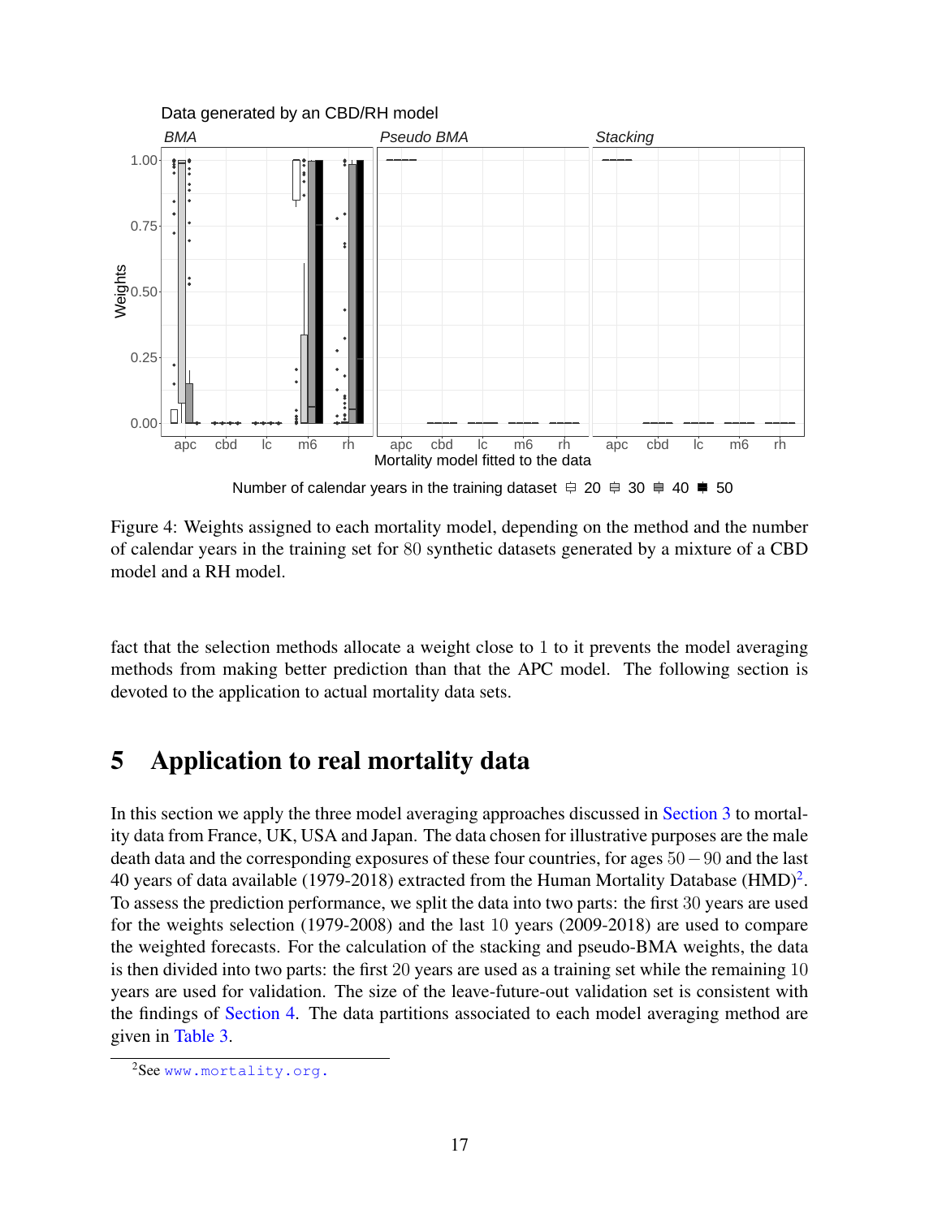Figure 4: Weights assigned to each mortality model, depending on the method and the number of calendar years in the training set for 80 synthetic datasets generated by a mixture of a CBD model and a RH model.

fact that the selection methods allocate a weight close to 1 to it prevents the model averaging methods from making better prediction than that the APC model. The following section is devoted to the application to actual mortality data sets.

# 5 Application to real mortality data

In this section we apply the three model averaging approaches discussed in Section 3 to mortality data from France, UK, USA and Japan. The data chosen for illustrative purposes are the male death data and the corresponding exposures of these four countries, for ages $50-90$ and the last 40 years of data available (1979-2018) extracted from the Human Mortality Database (HMD)[2]. To assess the prediction performance, we split the data into two parts: the first 30 years are used for the weights selection (1979-2008) and the last 10 years (2009-2018) are used to compare the weighted forecasts. For the calculation of the stacking and pseudo-BMA weights, the data is then divided into two parts: the first 20 years are used as a training set while the remaining 10 years are used for validation. The size of the leave-future-out validation set is consistent with the findings of Section 4. The data partitions associated to each model averaging method are given in Table 3.

[2] See www.mortality.org.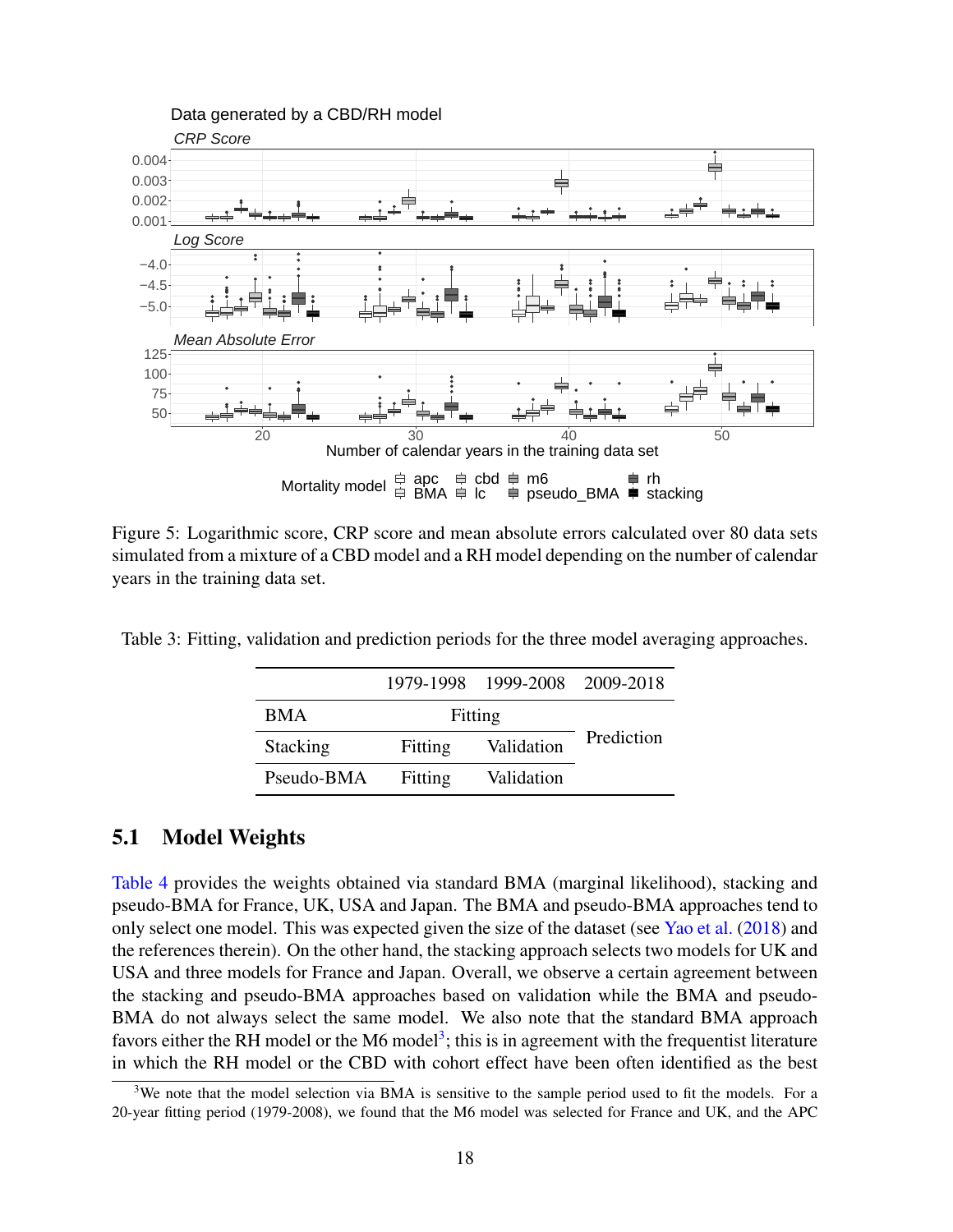Figure 5: Logarithmic score, CRP score and mean absolute errors calculated over 80 data sets simulated from a mixture of a CBD model and a RH model depending on the number of calendar years in the training data set.

Table 3: Fitting, validation and prediction periods for the three model averaging approaches.

| | 1979-1998 | 1999-2008 | 2009-2018 |
|---|---|---|---|
| BMA | Fitting | | Prediction |
| Stacking | Fitting | Validation | |
| Pseudo-BMA | Fitting | Validation | |

## 5.1 Model Weights

Table 4 provides the weights obtained via standard BMA (marginal likelihood), stacking and pseudo-BMA for France, UK, USA and Japan. The BMA and pseudo-BMA approaches tend to only select one model. This was expected given the size of the dataset (see Yao et al. (2018) and the references therein). On the other hand, the stacking approach selects two models for UK and USA and three models for France and Japan. Overall, we observe a certain agreement between the stacking and pseudo-BMA approaches based on validation while the BMA and pseudo-BMA do not always select the same model. We also note that the standard BMA approach favors either the RH model or the M6 model[3]; this is in agreement with the frequentist literature in which the RH model or the CBD with cohort effect have been often identified as the best

[3] We note that the model selection via BMA is sensitive to the sample period used to fit the models. For a 20-year fitting period (1979-2008), we found that the M6 model was selected for France and UK, and the APC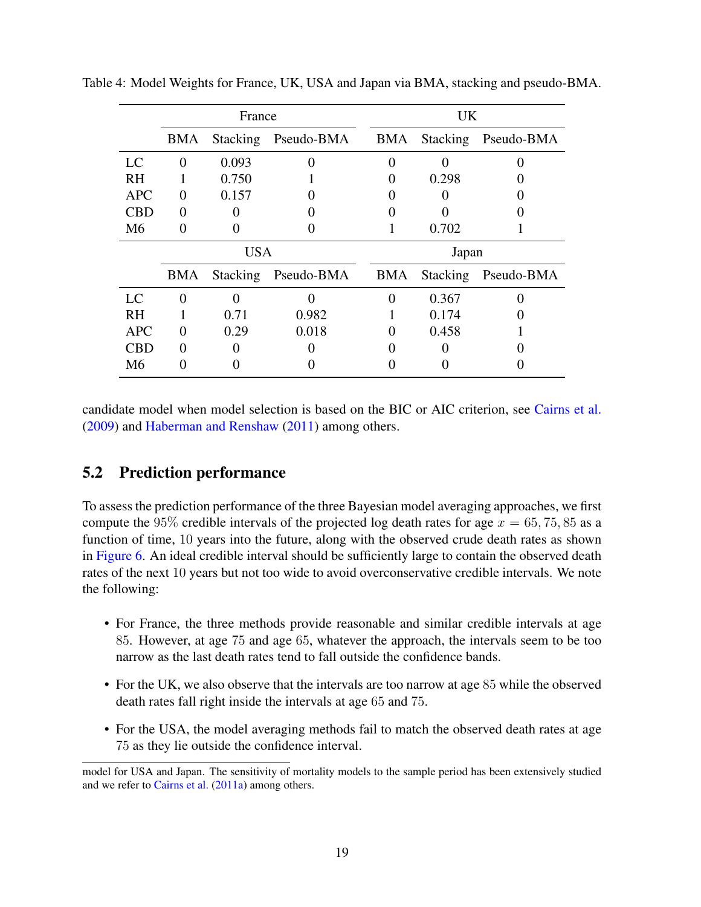Table 4: Model Weights for France, UK, USA and Japan via BMA, stacking and pseudo-BMA.

| | France | | | UK | | |
|---|---|---|---|---|---|---|
| | BMA | Stacking | Pseudo-BMA | BMA | Stacking | Pseudo-BMA |
| LC | 0 | 0.093 | 0 | 0 | 0 | 0 |
| RH | 1 | 0.750 | 1 | 0 | 0.298 | 0 |
| APC | 0 | 0.157 | 0 | 0 | 0 | 0 |
| CBD | 0 | 0 | 0 | 0 | 0 | 0 |
| M6 | 0 | 0 | 0 | 1 | 0.702 | 1 |
| | **USA** | | | **Japan** | | |
| | BMA | Stacking | Pseudo-BMA | BMA | Stacking | Pseudo-BMA |
| LC | 0 | 0 | 0 | 0 | 0.367 | 0 |
| RH | 1 | 0.71 | 0.982 | 1 | 0.174 | 0 |
| APC | 0 | 0.29 | 0.018 | 0 | 0.458 | 1 |
| CBD | 0 | 0 | 0 | 0 | 0 | 0 |
| M6 | 0 | 0 | 0 | 0 | 0 | 0 |

candidate model when model selection is based on the BIC or AIC criterion, see Cairns et al. (2009) and Haberman and Renshaw (2011) among others.

## 5.2 Prediction performance

To assess the prediction performance of the three Bayesian model averaging approaches, we first compute the $95\%$ credible intervals of the projected log death rates for age $x = 65, 75, 85$ as a function of time, $10$ years into the future, along with the observed crude death rates as shown in Figure 6. An ideal credible interval should be sufficiently large to contain the observed death rates of the next $10$ years but not too wide to avoid overconservative credible intervals. We note the following:

- For France, the three methods provide reasonable and similar credible intervals at age $85$. However, at age $75$ and age $65$, whatever the approach, the intervals seem to be too narrow as the last death rates tend to fall outside the confidence bands.
- For the UK, we also observe that the intervals are too narrow at age $85$ while the observed death rates fall right inside the intervals at age $65$ and $75$.
- For the USA, the model averaging methods fail to match the observed death rates at age $75$ as they lie outside the confidence interval.

model for USA and Japan. The sensitivity of mortality models to the sample period has been extensively studied and we refer to Cairns et al. (2011a) among others.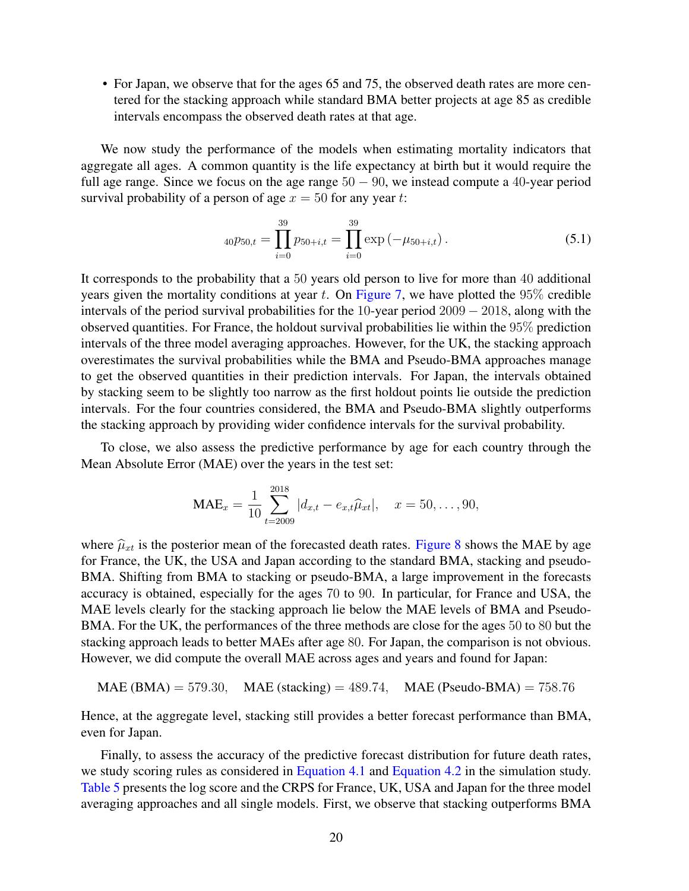- For Japan, we observe that for the ages 65 and 75, the observed death rates are more centered for the stacking approach while standard BMA better projects at age 85 as credible intervals encompass the observed death rates at that age.

We now study the performance of the models when estimating mortality indicators that aggregate all ages. A common quantity is the life expectancy at birth but it would require the full age range. Since we focus on the age range $50 - 90$, we instead compute a $40$-year period survival probability of a person of age $x = 50$ for any year $t$:

$$
{}_{40}p_{50,t} = \prod_{i=0}^{39} p_{50+i,t} = \prod_{i=0}^{39} \exp\left(-\mu_{50+i,t}\right). \tag{5.1}
$$

It corresponds to the probability that a $50$ years old person to live for more than $40$ additional years given the mortality conditions at year $t$. On Figure 7, we have plotted the $95\%$ credible intervals of the period survival probabilities for the $10$-year period $2009 - 2018$, along with the observed quantities. For France, the holdout survival probabilities lie within the $95\%$ prediction intervals of the three model averaging approaches. However, for the UK, the stacking approach overestimates the survival probabilities while the BMA and Pseudo-BMA approaches manage to get the observed quantities in their prediction intervals. For Japan, the intervals obtained by stacking seem to be slightly too narrow as the first holdout points lie outside the prediction intervals. For the four countries considered, the BMA and Pseudo-BMA slightly outperforms the stacking approach by providing wider confidence intervals for the survival probability.

To close, we also assess the predictive performance by age for each country through the Mean Absolute Error (MAE) over the years in the test set:

$$
\text{MAE}_x = \frac{1}{10} \sum_{t=2009}^{2018} |d_{x,t} - e_{x,t}\widehat{\mu}_{xt}|, \quad x = 50, \ldots, 90,
$$

where $\widehat{\mu}_{xt}$ is the posterior mean of the forecasted death rates. Figure 8 shows the MAE by age for France, the UK, the USA and Japan according to the standard BMA, stacking and pseudo-BMA. Shifting from BMA to stacking or pseudo-BMA, a large improvement in the forecasts accuracy is obtained, especially for the ages $70$ to $90$. In particular, for France and USA, the MAE levels clearly for the stacking approach lie below the MAE levels of BMA and Pseudo-BMA. For the UK, the performances of the three methods are close for the ages $50$ to $80$ but the stacking approach leads to better MAEs after age $80$. For Japan, the comparison is not obvious. However, we did compute the overall MAE across ages and years and found for Japan:

$$
\text{MAE (BMA)} = 579.30, \quad \text{MAE (stacking)} = 489.74, \quad \text{MAE (Pseudo-BMA)} = 758.76
$$

Hence, at the aggregate level, stacking still provides a better forecast performance than BMA, even for Japan.

Finally, to assess the accuracy of the predictive forecast distribution for future death rates, we study scoring rules as considered in Equation 4.1 and Equation 4.2 in the simulation study. Table 5 presents the log score and the CRPS for France, UK, USA and Japan for the three model averaging approaches and all single models. First, we observe that stacking outperforms BMA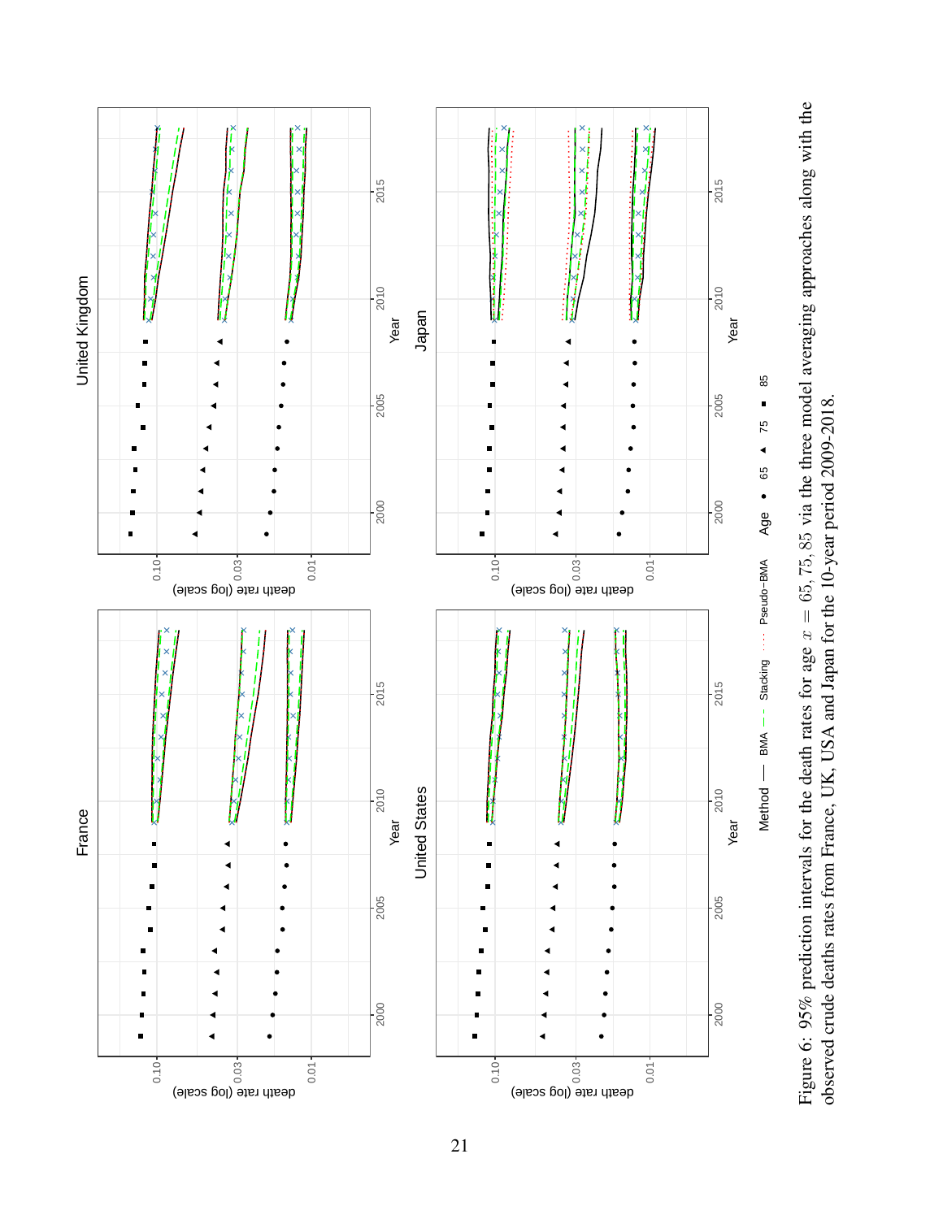Figure 6: 95% prediction intervals for the death rates for age $x = 65, 75, 85$ via the three model averaging approaches along with the observed crude deaths rates from France, UK, USA and Japan for the 10-year period 2009-2018.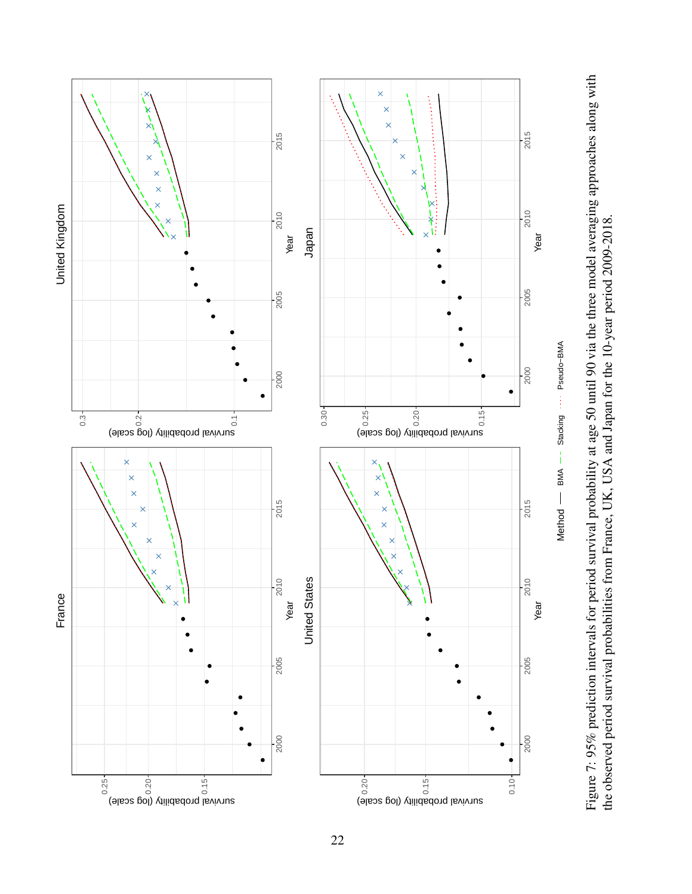Figure 7: 95% prediction intervals for period survival probability at age 50 until 90 via the three model averaging approaches along with the observed period survival probabilities from France, UK, USA and Japan for the 10-year period 2009-2018.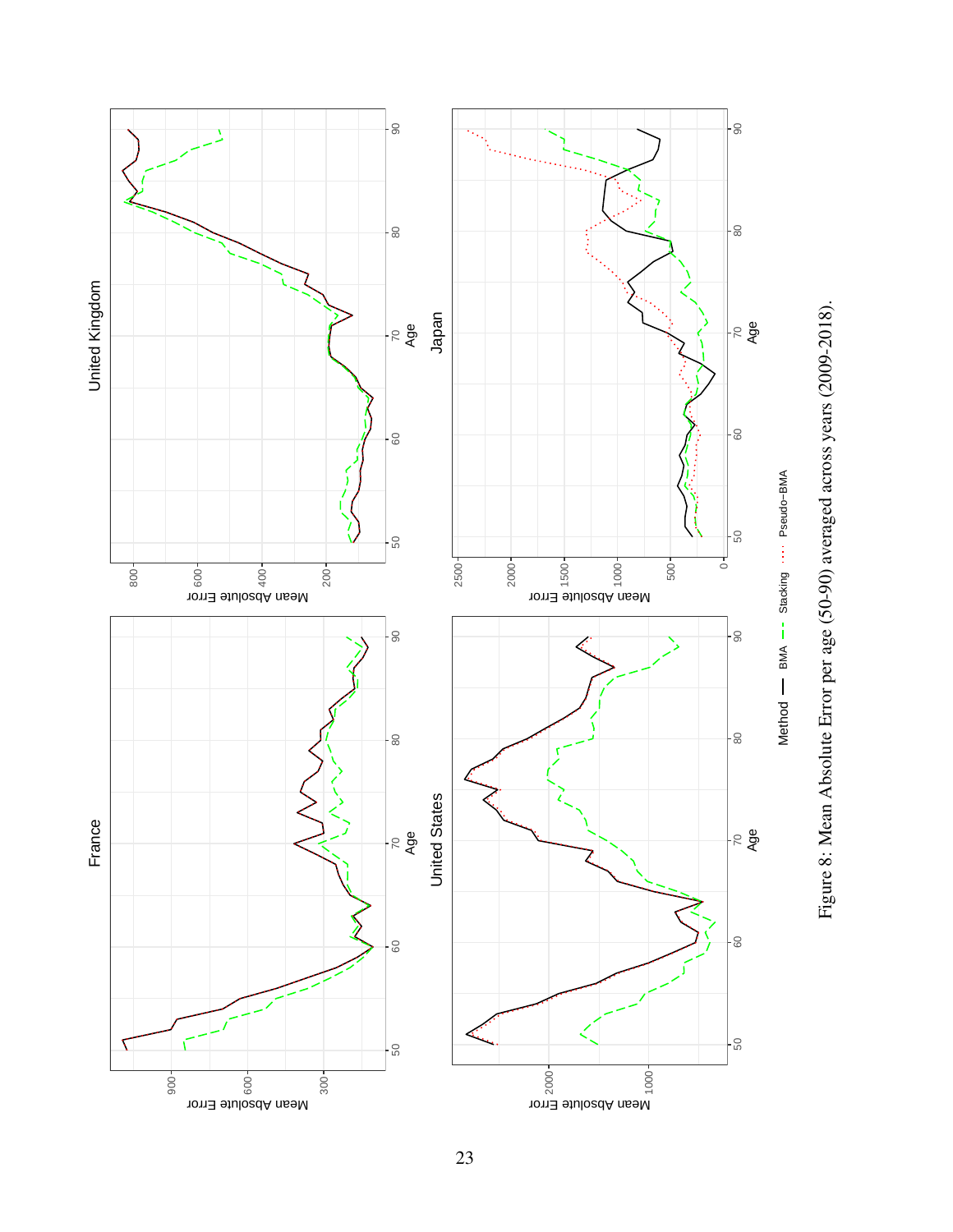Figure 8: Mean Absolute Error per age (50-90) averaged across years (2009-2018).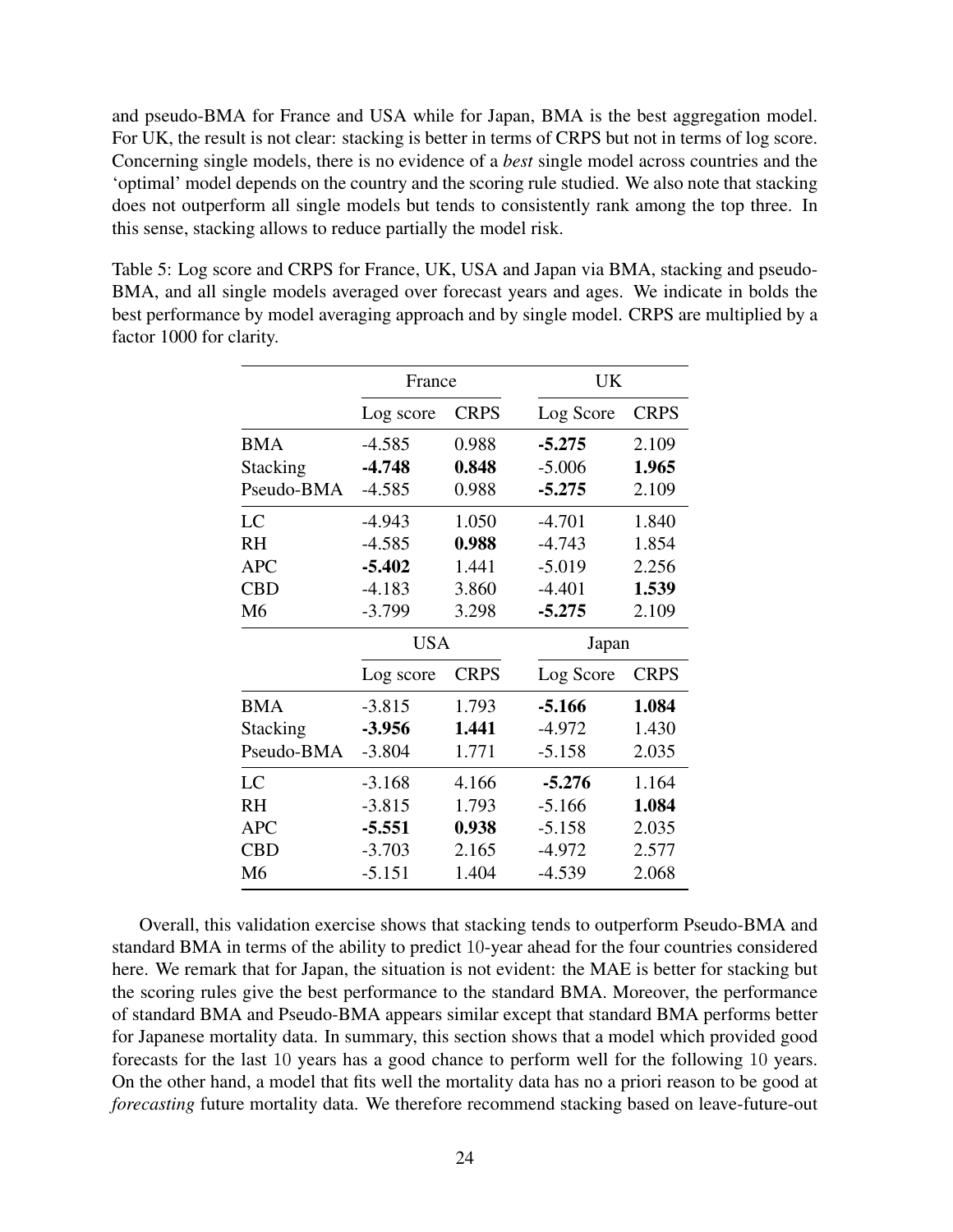and pseudo-BMA for France and USA while for Japan, BMA is the best aggregation model. For UK, the result is not clear: stacking is better in terms of CRPS but not in terms of log score. Concerning single models, there is no evidence of a *best* single model across countries and the 'optimal' model depends on the country and the scoring rule studied. We also note that stacking does not outperform all single models but tends to consistently rank among the top three. In this sense, stacking allows to reduce partially the model risk.

Table 5: Log score and CRPS for France, UK, USA and Japan via BMA, stacking and pseudo-BMA, and all single models averaged over forecast years and ages. We indicate in bolds the best performance by model averaging approach and by single model. CRPS are multiplied by a factor 1000 for clarity.

| | France | | UK | |
|---|---|---|---|---|
| | Log score | CRPS | Log Score | CRPS |
| BMA | -4.585 | 0.988 | **-5.275** | 2.109 |
| Stacking | **-4.748** | **0.848** | -5.006 | **1.965** |
| Pseudo-BMA | -4.585 | 0.988 | **-5.275** | 2.109 |
| LC | -4.943 | 1.050 | -4.701 | 1.840 |
| RH | -4.585 | **0.988** | -4.743 | 1.854 |
| APC | **-5.402** | 1.441 | -5.019 | 2.256 |
| CBD | -4.183 | 3.860 | -4.401 | **1.539** |
| M6 | -3.799 | 3.298 | **-5.275** | 2.109 |

| | USA | | Japan | |
|---|---|---|---|---|
| | Log score | CRPS | Log Score | CRPS |
| BMA | -3.815 | 1.793 | **-5.166** | **1.084** |
| Stacking | **-3.956** | **1.441** | -4.972 | 1.430 |
| Pseudo-BMA | -3.804 | 1.771 | -5.158 | 2.035 |
| LC | -3.168 | 4.166 | **-5.276** | 1.164 |
| RH | -3.815 | 1.793 | -5.166 | **1.084** |
| APC | **-5.551** | **0.938** | -5.158 | 2.035 |
| CBD | -3.703 | 2.165 | -4.972 | 2.577 |
| M6 | -5.151 | 1.404 | -4.539 | 2.068 |

Overall, this validation exercise shows that stacking tends to outperform Pseudo-BMA and standard BMA in terms of the ability to predict 10-year ahead for the four countries considered here. We remark that for Japan, the situation is not evident: the MAE is better for stacking but the scoring rules give the best performance to the standard BMA. Moreover, the performance of standard BMA and Pseudo-BMA appears similar except that standard BMA performs better for Japanese mortality data. In summary, this section shows that a model which provided good forecasts for the last 10 years has a good chance to perform well for the following 10 years. On the other hand, a model that fits well the mortality data has no a priori reason to be good at *forecasting* future mortality data. We therefore recommend stacking based on leave-future-out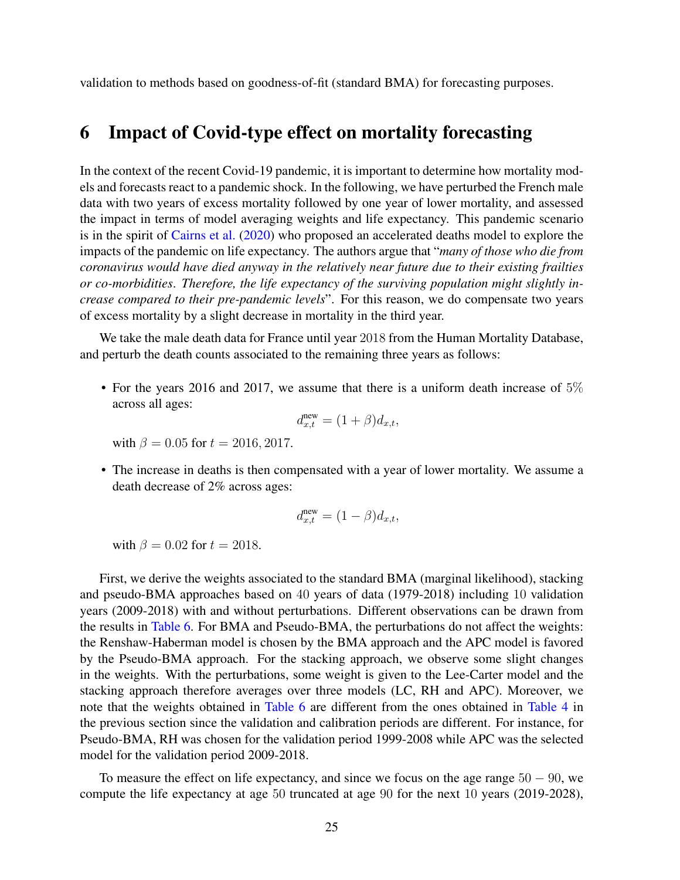validation to methods based on goodness-of-fit (standard BMA) for forecasting purposes.

## 6 Impact of Covid-type effect on mortality forecasting

In the context of the recent Covid-19 pandemic, it is important to determine how mortality models and forecasts react to a pandemic shock. In the following, we have perturbed the French male data with two years of excess mortality followed by one year of lower mortality, and assessed the impact in terms of model averaging weights and life expectancy. This pandemic scenario is in the spirit of Cairns et al. (2020) who proposed an accelerated deaths model to explore the impacts of the pandemic on life expectancy. The authors argue that "*many of those who die from coronavirus would have died anyway in the relatively near future due to their existing frailties or co-morbidities*. *Therefore, the life expectancy of the surviving population might slightly increase compared to their pre-pandemic levels*". For this reason, we do compensate two years of excess mortality by a slight decrease in mortality in the third year.

We take the male death data for France until year $2018$ from the Human Mortality Database, and perturb the death counts associated to the remaining three years as follows:

- For the years 2016 and 2017, we assume that there is a uniform death increase of $5\%$ across all ages:

$$d_{x,t}^{\text{new}} = (1+\beta)d_{x,t},$$

with $\beta = 0.05$ for $t = 2016, 2017$.

- The increase in deaths is then compensated with a year of lower mortality. We assume a death decrease of 2% across ages:

$$d_{x,t}^{\text{new}} = (1-\beta)d_{x,t},$$

with $\beta = 0.02$ for $t = 2018$.

First, we derive the weights associated to the standard BMA (marginal likelihood), stacking and pseudo-BMA approaches based on $40$ years of data (1979-2018) including $10$ validation years (2009-2018) with and without perturbations. Different observations can be drawn from the results in Table 6. For BMA and Pseudo-BMA, the perturbations do not affect the weights: the Renshaw-Haberman model is chosen by the BMA approach and the APC model is favored by the Pseudo-BMA approach. For the stacking approach, we observe some slight changes in the weights. With the perturbations, some weight is given to the Lee-Carter model and the stacking approach therefore averages over three models (LC, RH and APC). Moreover, we note that the weights obtained in Table 6 are different from the ones obtained in Table 4 in the previous section since the validation and calibration periods are different. For instance, for Pseudo-BMA, RH was chosen for the validation period 1999-2008 while APC was the selected model for the validation period 2009-2018.

To measure the effect on life expectancy, and since we focus on the age range $50-90$, we compute the life expectancy at age $50$ truncated at age $90$ for the next $10$ years (2019-2028),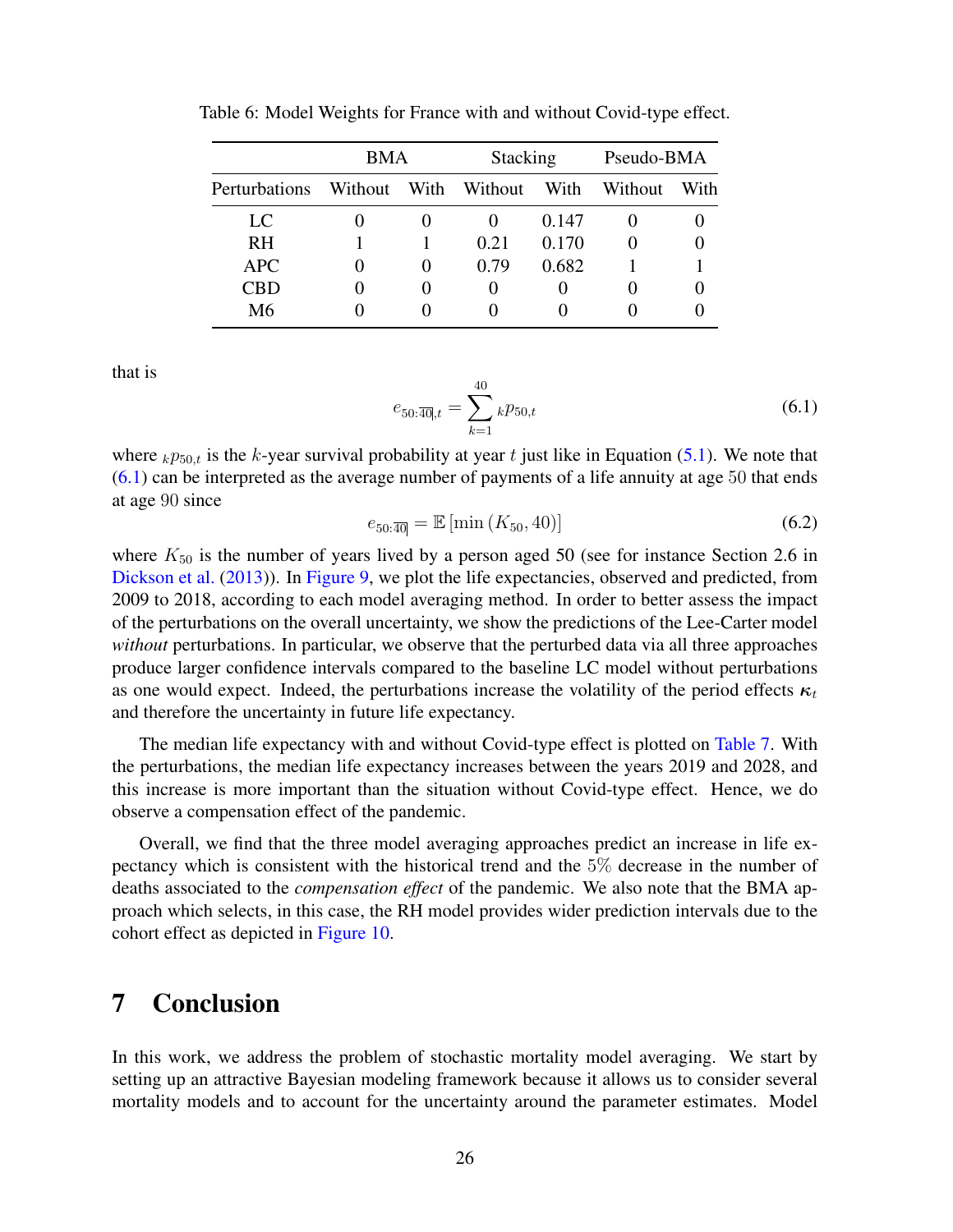Table 6: Model Weights for France with and without Covid-type effect.

| | BMA | | Stacking | | Pseudo-BMA | |
|---|---|---|---|---|---|---|
| Perturbations | Without | With | Without | With | Without | With |
| LC | 0 | 0 | 0 | 0.147 | 0 | 0 |
| RH | 1 | 1 | 0.21 | 0.170 | 0 | 0 |
| APC | 0 | 0 | 0.79 | 0.682 | 1 | 1 |
| CBD | 0 | 0 | 0 | 0 | 0 | 0 |
| M6 | 0 | 0 | 0 | 0 | 0 | 0 |

that is

$$e_{50:\overline{40}|,t} = \sum_{k=1}^{40} {}_k p_{50,t} \tag{6.1}$$

where ${}_k p_{50,t}$ is the $k$-year survival probability at year $t$ just like in Equation (5.1). We note that (6.1) can be interpreted as the average number of payments of a life annuity at age 50 that ends at age 90 since

$$e_{50:\overline{40}|} = \mathbb{E}\left[\min\left(K_{50}, 40\right)\right] \tag{6.2}$$

where $K_{50}$ is the number of years lived by a person aged 50 (see for instance Section 2.6 in Dickson et al. (2013)). In Figure 9, we plot the life expectancies, observed and predicted, from 2009 to 2018, according to each model averaging method. In order to better assess the impact of the perturbations on the overall uncertainty, we show the predictions of the Lee-Carter model *without* perturbations. In particular, we observe that the perturbed data via all three approaches produce larger confidence intervals compared to the baseline LC model without perturbations as one would expect. Indeed, the perturbations increase the volatility of the period effects $\boldsymbol{\kappa}_t$ and therefore the uncertainty in future life expectancy.

The median life expectancy with and without Covid-type effect is plotted on Table 7. With the perturbations, the median life expectancy increases between the years 2019 and 2028, and this increase is more important than the situation without Covid-type effect. Hence, we do observe a compensation effect of the pandemic.

Overall, we find that the three model averaging approaches predict an increase in life expectancy which is consistent with the historical trend and the $5\%$ decrease in the number of deaths associated to the *compensation effect* of the pandemic. We also note that the BMA approach which selects, in this case, the RH model provides wider prediction intervals due to the cohort effect as depicted in Figure 10.

# 7 Conclusion

In this work, we address the problem of stochastic mortality model averaging. We start by setting up an attractive Bayesian modeling framework because it allows us to consider several mortality models and to account for the uncertainty around the parameter estimates. Model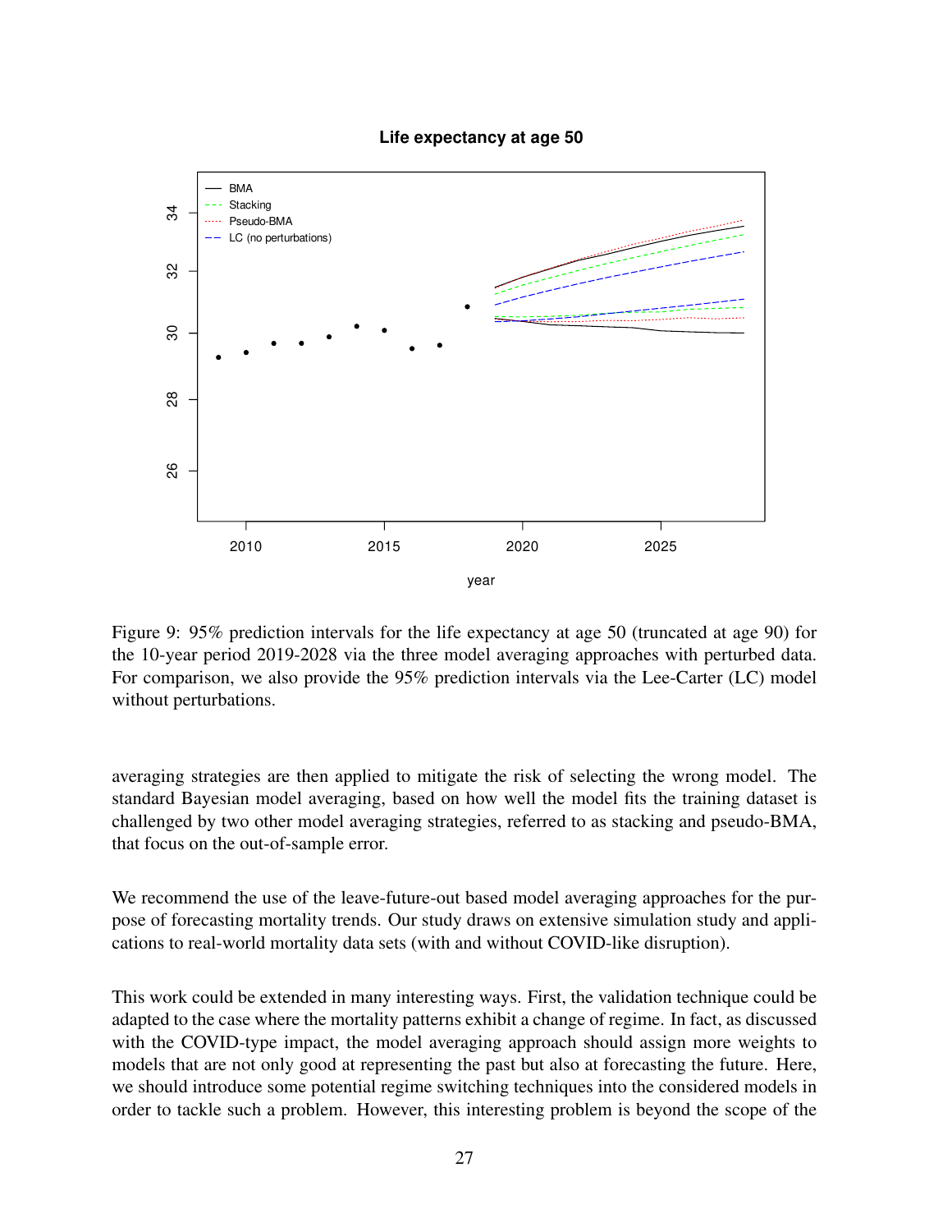Figure 9: 95% prediction intervals for the life expectancy at age 50 (truncated at age 90) for the 10-year period 2019-2028 via the three model averaging approaches with perturbed data. For comparison, we also provide the 95% prediction intervals via the Lee-Carter (LC) model without perturbations.

averaging strategies are then applied to mitigate the risk of selecting the wrong model. The standard Bayesian model averaging, based on how well the model fits the training dataset is challenged by two other model averaging strategies, referred to as stacking and pseudo-BMA, that focus on the out-of-sample error.

We recommend the use of the leave-future-out based model averaging approaches for the purpose of forecasting mortality trends. Our study draws on extensive simulation study and applications to real-world mortality data sets (with and without COVID-like disruption).

This work could be extended in many interesting ways. First, the validation technique could be adapted to the case where the mortality patterns exhibit a change of regime. In fact, as discussed with the COVID-type impact, the model averaging approach should assign more weights to models that are not only good at representing the past but also at forecasting the future. Here, we should introduce some potential regime switching techniques into the considered models in order to tackle such a problem. However, this interesting problem is beyond the scope of the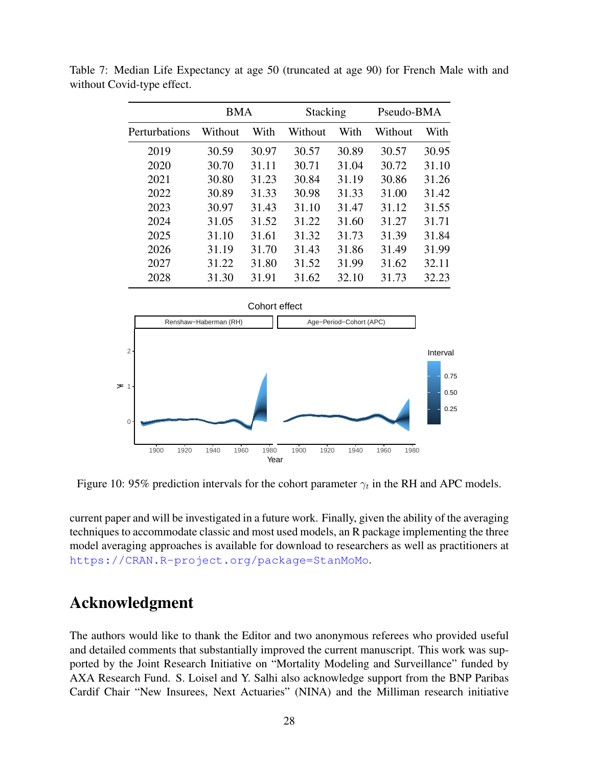Table 7: Median Life Expectancy at age 50 (truncated at age 90) for French Male with and without Covid-type effect.

| | BMA | | Stacking | | Pseudo-BMA | |
|---|---|---|---|---|---|---|
| Perturbations | Without | With | Without | With | Without | With |
| 2019 | 30.59 | 30.97 | 30.57 | 30.89 | 30.57 | 30.95 |
| 2020 | 30.70 | 31.11 | 30.71 | 31.04 | 30.72 | 31.10 |
| 2021 | 30.80 | 31.23 | 30.84 | 31.19 | 30.86 | 31.26 |
| 2022 | 30.89 | 31.33 | 30.98 | 31.33 | 31.00 | 31.42 |
| 2023 | 30.97 | 31.43 | 31.10 | 31.47 | 31.12 | 31.55 |
| 2024 | 31.05 | 31.52 | 31.22 | 31.60 | 31.27 | 31.71 |
| 2025 | 31.10 | 31.61 | 31.32 | 31.73 | 31.39 | 31.84 |
| 2026 | 31.19 | 31.70 | 31.43 | 31.86 | 31.49 | 31.99 |
| 2027 | 31.22 | 31.80 | 31.52 | 31.99 | 31.62 | 32.11 |
| 2028 | 31.30 | 31.91 | 31.62 | 32.10 | 31.73 | 32.23 |

Figure 10: 95% prediction intervals for the cohort parameter $\gamma_t$ in the RH and APC models.

current paper and will be investigated in a future work. Finally, given the ability of the averaging techniques to accommodate classic and most used models, an R package implementing the three model averaging approaches is available for download to researchers as well as practitioners at https://CRAN.R-project.org/package=StanMoMo.

## Acknowledgment

The authors would like to thank the Editor and two anonymous referees who provided useful and detailed comments that substantially improved the current manuscript. This work was supported by the Joint Research Initiative on "Mortality Modeling and Surveillance" funded by AXA Research Fund. S. Loisel and Y. Salhi also acknowledge support from the BNP Paribas Cardif Chair "New Insurees, Next Actuaries" (NINA) and the Milliman research initiative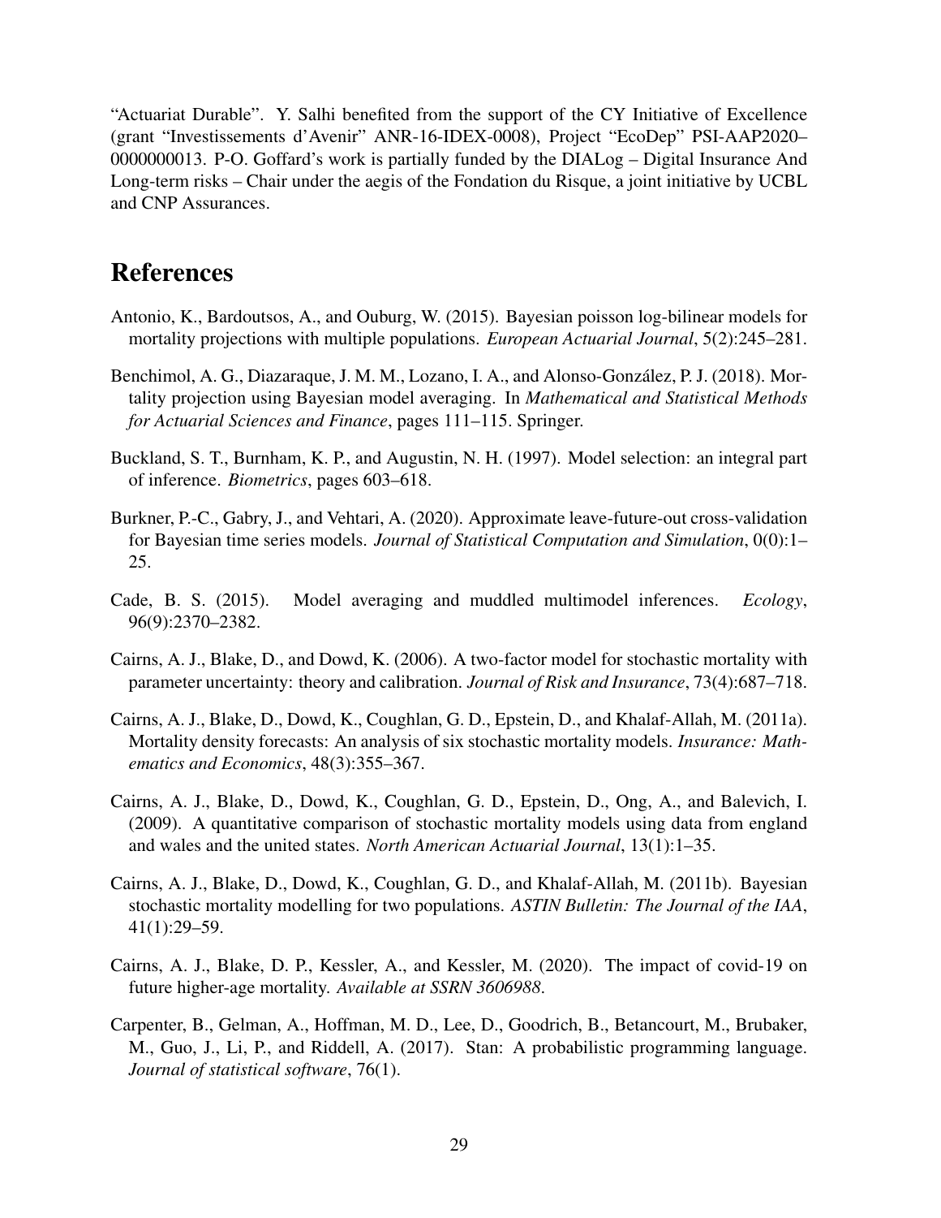"Actuariat Durable". Y. Salhi benefited from the support of the CY Initiative of Excellence (grant "Investissements d'Avenir" ANR-16-IDEX-0008), Project "EcoDep" PSI-AAP2020–0000000013. P-O. Goffard's work is partially funded by the DIALog – Digital Insurance And Long-term risks – Chair under the aegis of the Fondation du Risque, a joint initiative by UCBL and CNP Assurances.

# References

Antonio, K., Bardoutsos, A., and Ouburg, W. (2015). Bayesian poisson log-bilinear models for mortality projections with multiple populations. *European Actuarial Journal*, 5(2):245–281.

Benchimol, A. G., Diazaraque, J. M. M., Lozano, I. A., and Alonso-González, P. J. (2018). Mortality projection using Bayesian model averaging. In *Mathematical and Statistical Methods for Actuarial Sciences and Finance*, pages 111–115. Springer.

Buckland, S. T., Burnham, K. P., and Augustin, N. H. (1997). Model selection: an integral part of inference. *Biometrics*, pages 603–618.

Burkner, P.-C., Gabry, J., and Vehtari, A. (2020). Approximate leave-future-out cross-validation for Bayesian time series models. *Journal of Statistical Computation and Simulation*, 0(0):1–25.

Cade, B. S. (2015). Model averaging and muddled multimodel inferences. *Ecology*, 96(9):2370–2382.

Cairns, A. J., Blake, D., and Dowd, K. (2006). A two-factor model for stochastic mortality with parameter uncertainty: theory and calibration. *Journal of Risk and Insurance*, 73(4):687–718.

Cairns, A. J., Blake, D., Dowd, K., Coughlan, G. D., Epstein, D., and Khalaf-Allah, M. (2011a). Mortality density forecasts: An analysis of six stochastic mortality models. *Insurance: Mathematics and Economics*, 48(3):355–367.

Cairns, A. J., Blake, D., Dowd, K., Coughlan, G. D., Epstein, D., Ong, A., and Balevich, I. (2009). A quantitative comparison of stochastic mortality models using data from england and wales and the united states. *North American Actuarial Journal*, 13(1):1–35.

Cairns, A. J., Blake, D., Dowd, K., Coughlan, G. D., and Khalaf-Allah, M. (2011b). Bayesian stochastic mortality modelling for two populations. *ASTIN Bulletin: The Journal of the IAA*, 41(1):29–59.

Cairns, A. J., Blake, D. P., Kessler, A., and Kessler, M. (2020). The impact of covid-19 on future higher-age mortality. *Available at SSRN 3606988*.

Carpenter, B., Gelman, A., Hoffman, M. D., Lee, D., Goodrich, B., Betancourt, M., Brubaker, M., Guo, J., Li, P., and Riddell, A. (2017). Stan: A probabilistic programming language. *Journal of statistical software*, 76(1).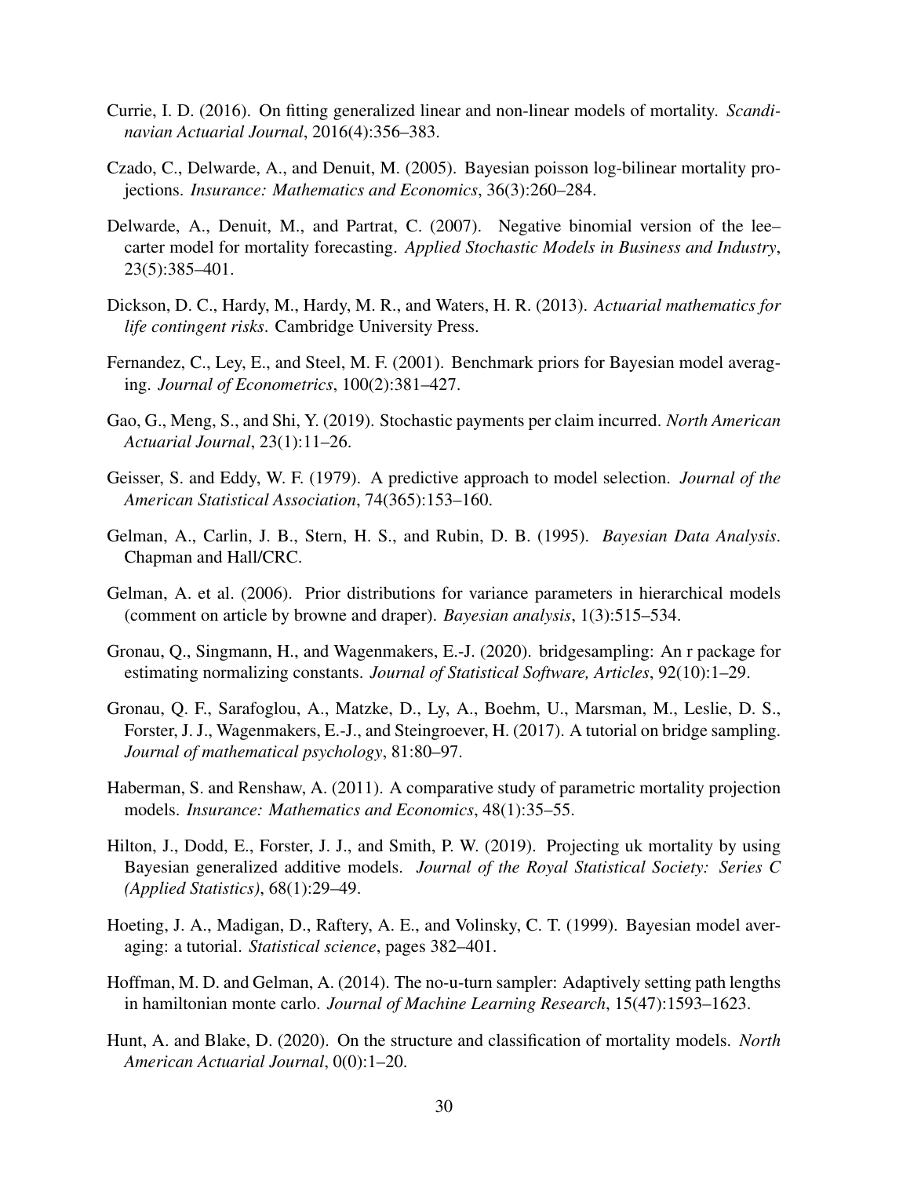Currie, I. D. (2016). On fitting generalized linear and non-linear models of mortality. *Scandinavian Actuarial Journal*, 2016(4):356–383.

Czado, C., Delwarde, A., and Denuit, M. (2005). Bayesian poisson log-bilinear mortality projections. *Insurance: Mathematics and Economics*, 36(3):260–284.

Delwarde, A., Denuit, M., and Partrat, C. (2007). Negative binomial version of the lee–carter model for mortality forecasting. *Applied Stochastic Models in Business and Industry*, 23(5):385–401.

Dickson, D. C., Hardy, M., Hardy, M. R., and Waters, H. R. (2013). *Actuarial mathematics for life contingent risks*. Cambridge University Press.

Fernandez, C., Ley, E., and Steel, M. F. (2001). Benchmark priors for Bayesian model averaging. *Journal of Econometrics*, 100(2):381–427.

Gao, G., Meng, S., and Shi, Y. (2019). Stochastic payments per claim incurred. *North American Actuarial Journal*, 23(1):11–26.

Geisser, S. and Eddy, W. F. (1979). A predictive approach to model selection. *Journal of the American Statistical Association*, 74(365):153–160.

Gelman, A., Carlin, J. B., Stern, H. S., and Rubin, D. B. (1995). *Bayesian Data Analysis*. Chapman and Hall/CRC.

Gelman, A. et al. (2006). Prior distributions for variance parameters in hierarchical models (comment on article by browne and draper). *Bayesian analysis*, 1(3):515–534.

Gronau, Q., Singmann, H., and Wagenmakers, E.-J. (2020). bridgesampling: An r package for estimating normalizing constants. *Journal of Statistical Software, Articles*, 92(10):1–29.

Gronau, Q. F., Sarafoglou, A., Matzke, D., Ly, A., Boehm, U., Marsman, M., Leslie, D. S., Forster, J. J., Wagenmakers, E.-J., and Steingroever, H. (2017). A tutorial on bridge sampling. *Journal of mathematical psychology*, 81:80–97.

Haberman, S. and Renshaw, A. (2011). A comparative study of parametric mortality projection models. *Insurance: Mathematics and Economics*, 48(1):35–55.

Hilton, J., Dodd, E., Forster, J. J., and Smith, P. W. (2019). Projecting uk mortality by using Bayesian generalized additive models. *Journal of the Royal Statistical Society: Series C (Applied Statistics)*, 68(1):29–49.

Hoeting, J. A., Madigan, D., Raftery, A. E., and Volinsky, C. T. (1999). Bayesian model averaging: a tutorial. *Statistical science*, pages 382–401.

Hoffman, M. D. and Gelman, A. (2014). The no-u-turn sampler: Adaptively setting path lengths in hamiltonian monte carlo. *Journal of Machine Learning Research*, 15(47):1593–1623.

Hunt, A. and Blake, D. (2020). On the structure and classification of mortality models. *North American Actuarial Journal*, 0(0):1–20.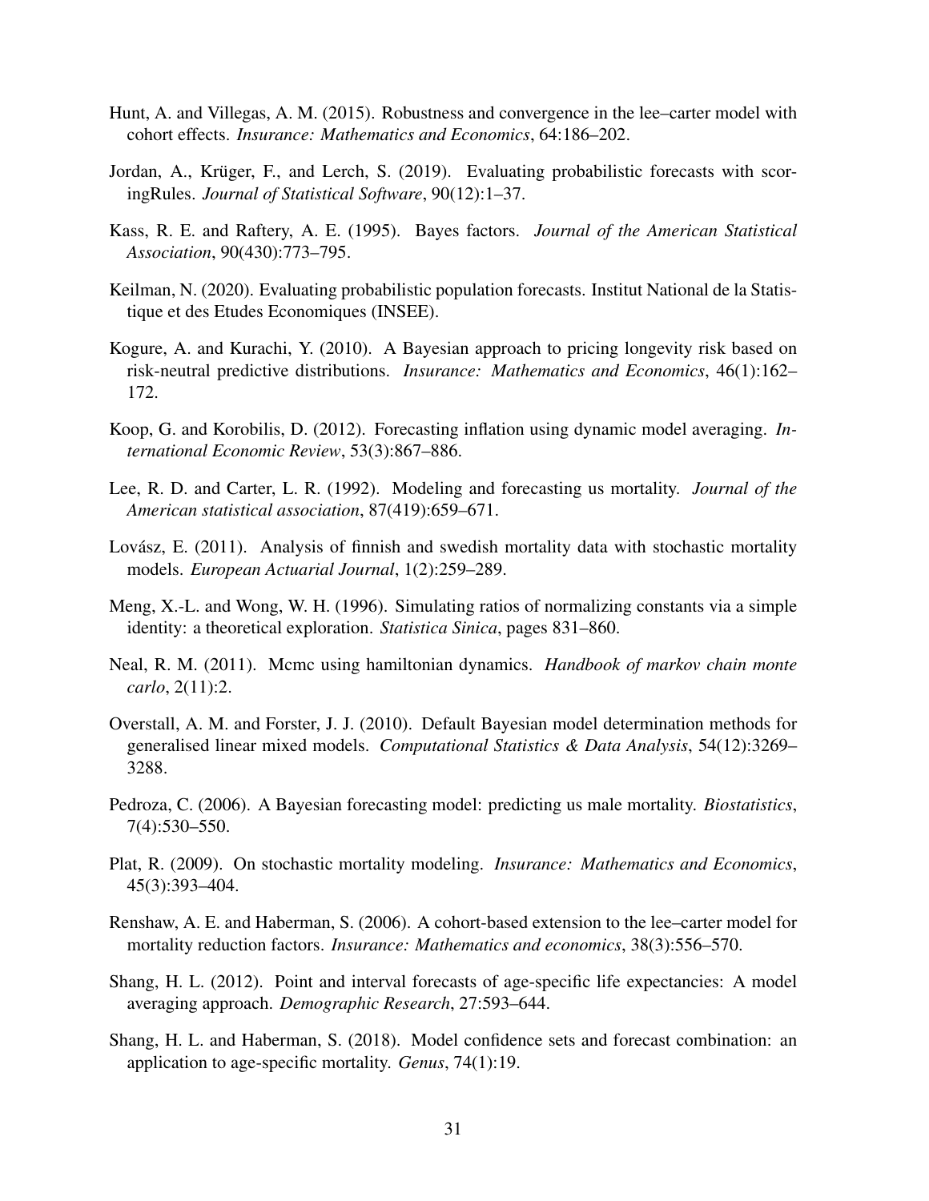Hunt, A. and Villegas, A. M. (2015). Robustness and convergence in the lee–carter model with cohort effects. *Insurance: Mathematics and Economics*, 64:186–202.

Jordan, A., Krüger, F., and Lerch, S. (2019). Evaluating probabilistic forecasts with scoringRules. *Journal of Statistical Software*, 90(12):1–37.

Kass, R. E. and Raftery, A. E. (1995). Bayes factors. *Journal of the American Statistical Association*, 90(430):773–795.

Keilman, N. (2020). Evaluating probabilistic population forecasts. Institut National de la Statistique et des Etudes Economiques (INSEE).

Kogure, A. and Kurachi, Y. (2010). A Bayesian approach to pricing longevity risk based on risk-neutral predictive distributions. *Insurance: Mathematics and Economics*, 46(1):162–172.

Koop, G. and Korobilis, D. (2012). Forecasting inflation using dynamic model averaging. *International Economic Review*, 53(3):867–886.

Lee, R. D. and Carter, L. R. (1992). Modeling and forecasting us mortality. *Journal of the American statistical association*, 87(419):659–671.

Lovász, E. (2011). Analysis of finnish and swedish mortality data with stochastic mortality models. *European Actuarial Journal*, 1(2):259–289.

Meng, X.-L. and Wong, W. H. (1996). Simulating ratios of normalizing constants via a simple identity: a theoretical exploration. *Statistica Sinica*, pages 831–860.

Neal, R. M. (2011). Mcmc using hamiltonian dynamics. *Handbook of markov chain monte carlo*, 2(11):2.

Overstall, A. M. and Forster, J. J. (2010). Default Bayesian model determination methods for generalised linear mixed models. *Computational Statistics & Data Analysis*, 54(12):3269–3288.

Pedroza, C. (2006). A Bayesian forecasting model: predicting us male mortality. *Biostatistics*, 7(4):530–550.

Plat, R. (2009). On stochastic mortality modeling. *Insurance: Mathematics and Economics*, 45(3):393–404.

Renshaw, A. E. and Haberman, S. (2006). A cohort-based extension to the lee–carter model for mortality reduction factors. *Insurance: Mathematics and economics*, 38(3):556–570.

Shang, H. L. (2012). Point and interval forecasts of age-specific life expectancies: A model averaging approach. *Demographic Research*, 27:593–644.

Shang, H. L. and Haberman, S. (2018). Model confidence sets and forecast combination: an application to age-specific mortality. *Genus*, 74(1):19.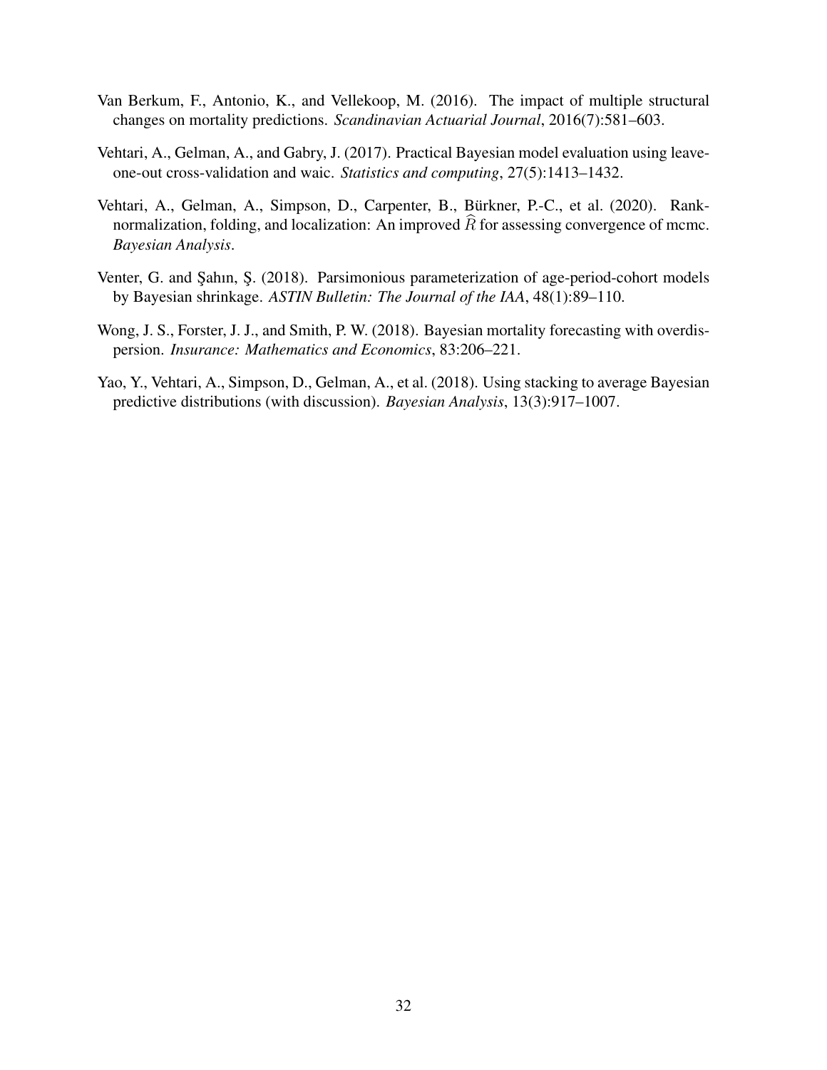Van Berkum, F., Antonio, K., and Vellekoop, M. (2016). The impact of multiple structural changes on mortality predictions. *Scandinavian Actuarial Journal*, 2016(7):581–603.

Vehtari, A., Gelman, A., and Gabry, J. (2017). Practical Bayesian model evaluation using leave-one-out cross-validation and waic. *Statistics and computing*, 27(5):1413–1432.

Vehtari, A., Gelman, A., Simpson, D., Carpenter, B., Bürkner, P.-C., et al. (2020). Rank-normalization, folding, and localization: An improved $\widehat{R}$ for assessing convergence of mcmc. *Bayesian Analysis*.

Venter, G. and Şahın, Ş. (2018). Parsimonious parameterization of age-period-cohort models by Bayesian shrinkage. *ASTIN Bulletin: The Journal of the IAA*, 48(1):89–110.

Wong, J. S., Forster, J. J., and Smith, P. W. (2018). Bayesian mortality forecasting with overdispersion. *Insurance: Mathematics and Economics*, 83:206–221.

Yao, Y., Vehtari, A., Simpson, D., Gelman, A., et al. (2018). Using stacking to average Bayesian predictive distributions (with discussion). *Bayesian Analysis*, 13(3):917–1007.